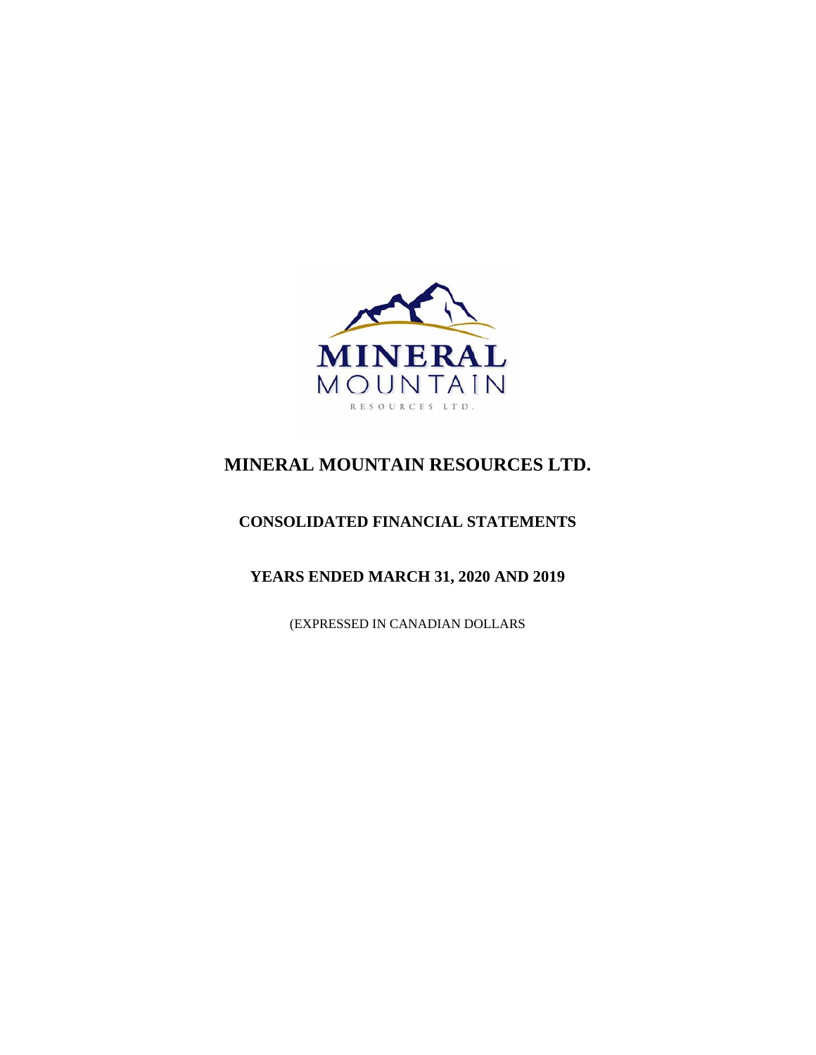# MINERAL MOUNTAIN RESOURCES LTD.

## CONSOLIDATED FINANCIAL STATEMENTS

## YEARS ENDED MARCH 31, 2020 AND 2019

(EXPRESSED IN CANADIAN DOLLARS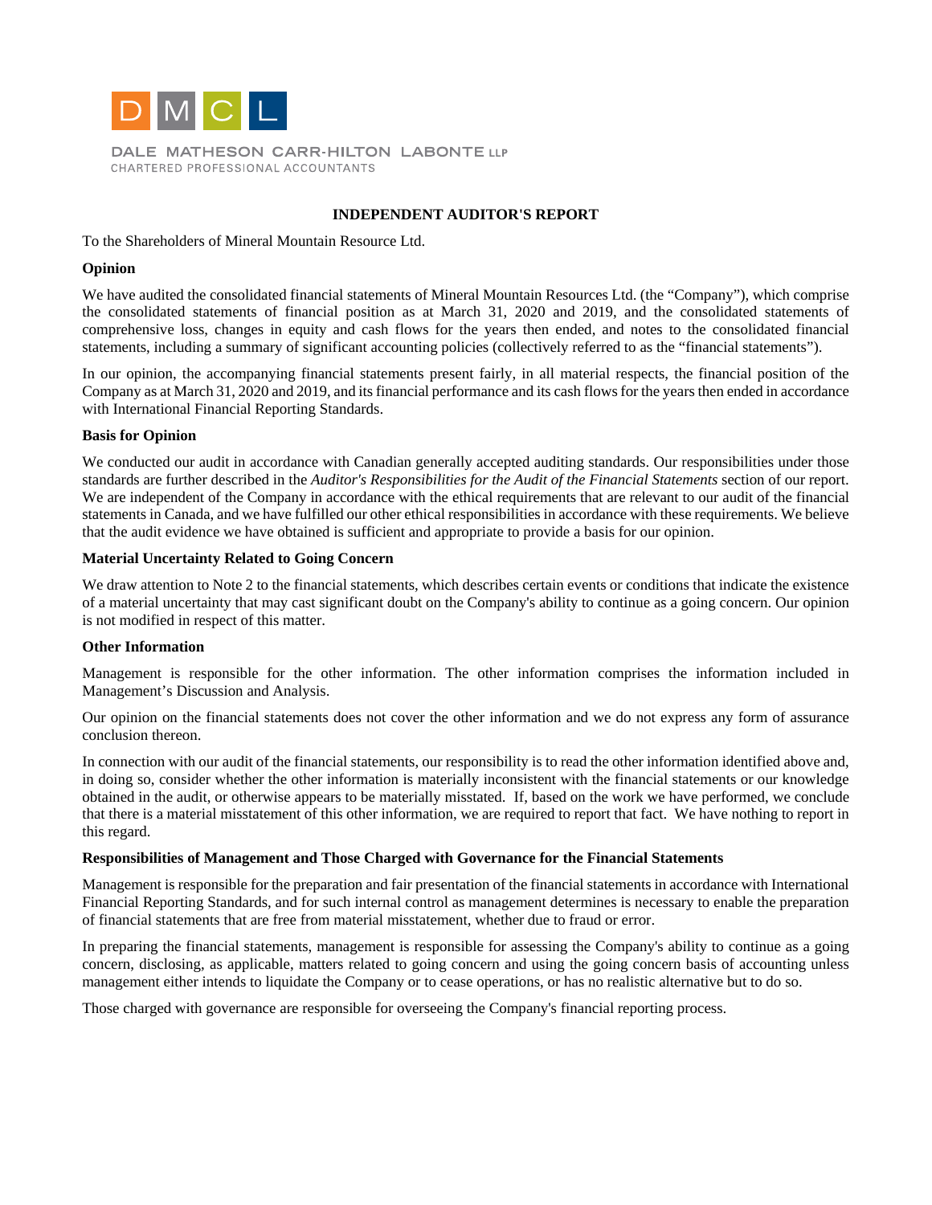DALE MATHESON CARR-HILTON LABONTE LLP
CHARTERED PROFESSIONAL ACCOUNTANTS

**INDEPENDENT AUDITOR'S REPORT**

To the Shareholders of Mineral Mountain Resource Ltd.

**Opinion**

We have audited the consolidated financial statements of Mineral Mountain Resources Ltd. (the "Company"), which comprise the consolidated statements of financial position as at March 31, 2020 and 2019, and the consolidated statements of comprehensive loss, changes in equity and cash flows for the years then ended, and notes to the consolidated financial statements, including a summary of significant accounting policies (collectively referred to as the "financial statements").

In our opinion, the accompanying financial statements present fairly, in all material respects, the financial position of the Company as at March 31, 2020 and 2019, and its financial performance and its cash flows for the years then ended in accordance with International Financial Reporting Standards.

**Basis for Opinion**

We conducted our audit in accordance with Canadian generally accepted auditing standards. Our responsibilities under those standards are further described in the *Auditor's Responsibilities for the Audit of the Financial Statements* section of our report. We are independent of the Company in accordance with the ethical requirements that are relevant to our audit of the financial statements in Canada, and we have fulfilled our other ethical responsibilities in accordance with these requirements. We believe that the audit evidence we have obtained is sufficient and appropriate to provide a basis for our opinion.

**Material Uncertainty Related to Going Concern**

We draw attention to Note 2 to the financial statements, which describes certain events or conditions that indicate the existence of a material uncertainty that may cast significant doubt on the Company's ability to continue as a going concern. Our opinion is not modified in respect of this matter.

**Other Information**

Management is responsible for the other information. The other information comprises the information included in Management's Discussion and Analysis.

Our opinion on the financial statements does not cover the other information and we do not express any form of assurance conclusion thereon.

In connection with our audit of the financial statements, our responsibility is to read the other information identified above and, in doing so, consider whether the other information is materially inconsistent with the financial statements or our knowledge obtained in the audit, or otherwise appears to be materially misstated. If, based on the work we have performed, we conclude that there is a material misstatement of this other information, we are required to report that fact. We have nothing to report in this regard.

**Responsibilities of Management and Those Charged with Governance for the Financial Statements**

Management is responsible for the preparation and fair presentation of the financial statements in accordance with International Financial Reporting Standards, and for such internal control as management determines is necessary to enable the preparation of financial statements that are free from material misstatement, whether due to fraud or error.

In preparing the financial statements, management is responsible for assessing the Company's ability to continue as a going concern, disclosing, as applicable, matters related to going concern and using the going concern basis of accounting unless management either intends to liquidate the Company or to cease operations, or has no realistic alternative but to do so.

Those charged with governance are responsible for overseeing the Company's financial reporting process.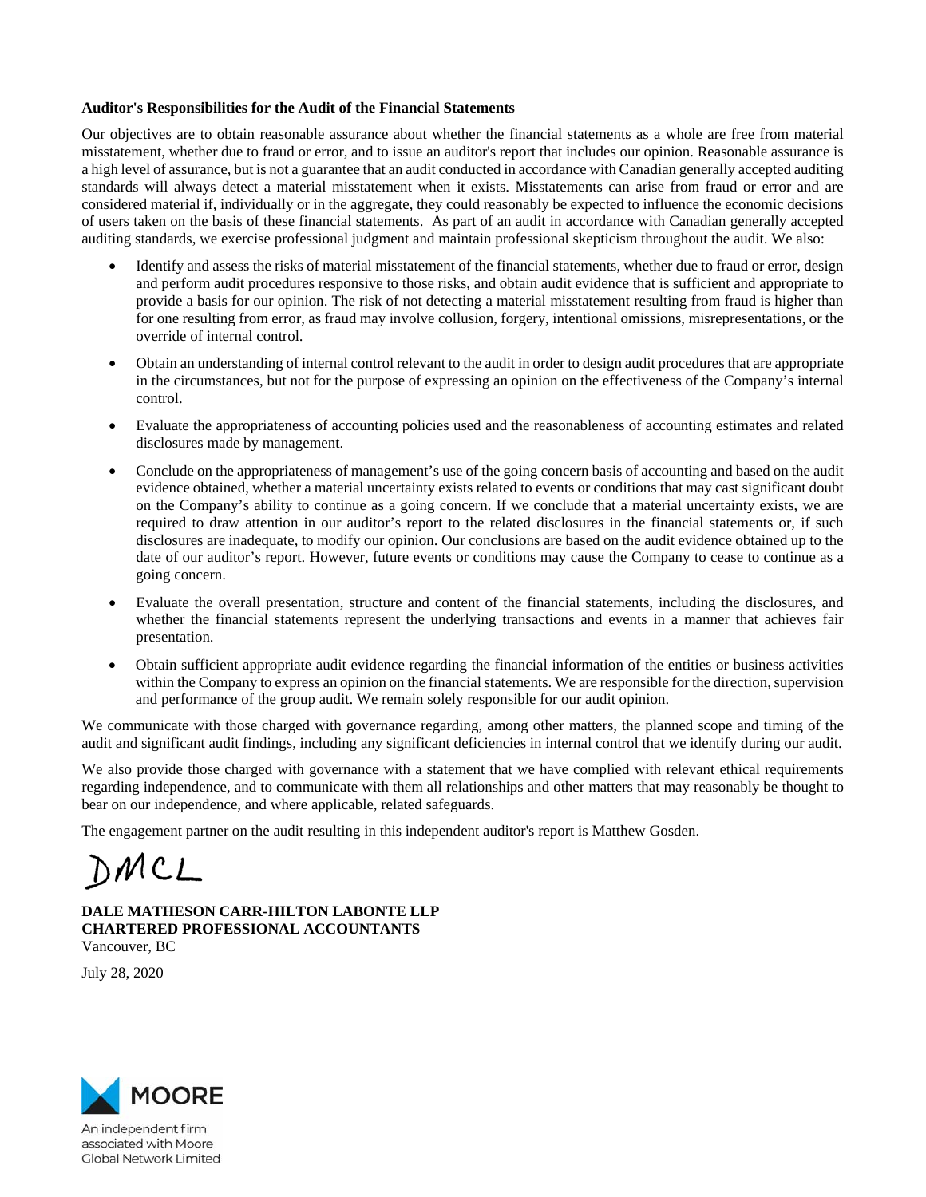**Auditor's Responsibilities for the Audit of the Financial Statements**

Our objectives are to obtain reasonable assurance about whether the financial statements as a whole are free from material misstatement, whether due to fraud or error, and to issue an auditor's report that includes our opinion. Reasonable assurance is a high level of assurance, but is not a guarantee that an audit conducted in accordance with Canadian generally accepted auditing standards will always detect a material misstatement when it exists. Misstatements can arise from fraud or error and are considered material if, individually or in the aggregate, they could reasonably be expected to influence the economic decisions of users taken on the basis of these financial statements. As part of an audit in accordance with Canadian generally accepted auditing standards, we exercise professional judgment and maintain professional skepticism throughout the audit. We also:

- Identify and assess the risks of material misstatement of the financial statements, whether due to fraud or error, design and perform audit procedures responsive to those risks, and obtain audit evidence that is sufficient and appropriate to provide a basis for our opinion. The risk of not detecting a material misstatement resulting from fraud is higher than for one resulting from error, as fraud may involve collusion, forgery, intentional omissions, misrepresentations, or the override of internal control.

- Obtain an understanding of internal control relevant to the audit in order to design audit procedures that are appropriate in the circumstances, but not for the purpose of expressing an opinion on the effectiveness of the Company's internal control.

- Evaluate the appropriateness of accounting policies used and the reasonableness of accounting estimates and related disclosures made by management.

- Conclude on the appropriateness of management's use of the going concern basis of accounting and based on the audit evidence obtained, whether a material uncertainty exists related to events or conditions that may cast significant doubt on the Company's ability to continue as a going concern. If we conclude that a material uncertainty exists, we are required to draw attention in our auditor's report to the related disclosures in the financial statements or, if such disclosures are inadequate, to modify our opinion. Our conclusions are based on the audit evidence obtained up to the date of our auditor's report. However, future events or conditions may cause the Company to cease to continue as a going concern.

- Evaluate the overall presentation, structure and content of the financial statements, including the disclosures, and whether the financial statements represent the underlying transactions and events in a manner that achieves fair presentation.

- Obtain sufficient appropriate audit evidence regarding the financial information of the entities or business activities within the Company to express an opinion on the financial statements. We are responsible for the direction, supervision and performance of the group audit. We remain solely responsible for our audit opinion.

We communicate with those charged with governance regarding, among other matters, the planned scope and timing of the audit and significant audit findings, including any significant deficiencies in internal control that we identify during our audit.

We also provide those charged with governance with a statement that we have complied with relevant ethical requirements regarding independence, and to communicate with them all relationships and other matters that may reasonably be thought to bear on our independence, and where applicable, related safeguards.

The engagement partner on the audit resulting in this independent auditor's report is Matthew Gosden.

DMCL

**DALE MATHESON CARR-HILTON LABONTE LLP**
**CHARTERED PROFESSIONAL ACCOUNTANTS**
Vancouver, BC

July 28, 2020

MOORE

An independent firm associated with Moore Global Network Limited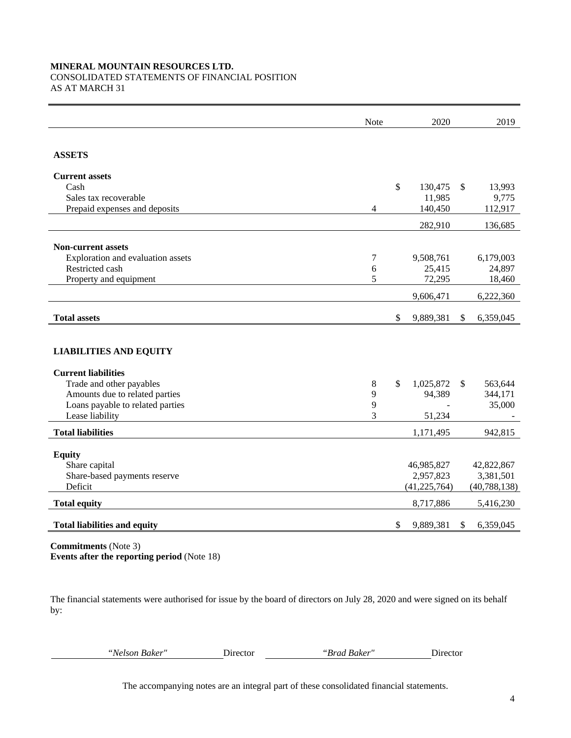**MINERAL MOUNTAIN RESOURCES LTD.**
CONSOLIDATED STATEMENTS OF FINANCIAL POSITION
AS AT MARCH 31

| | Note | 2020 | 2019 |
|---|---|---|---|
| **ASSETS** | | | |
| **Current assets** | | | |
| Cash | | $ 130,475 | $ 13,993 |
| Sales tax recoverable | | 11,985 | 9,775 |
| Prepaid expenses and deposits | 4 | 140,450 | 112,917 |
| | | 282,910 | 136,685 |
| **Non-current assets** | | | |
| Exploration and evaluation assets | 7 | 9,508,761 | 6,179,003 |
| Restricted cash | 6 | 25,415 | 24,897 |
| Property and equipment | 5 | 72,295 | 18,460 |
| | | 9,606,471 | 6,222,360 |
| **Total assets** | | $ 9,889,381 | $ 6,359,045 |
| **LIABILITIES AND EQUITY** | | | |
| **Current liabilities** | | | |
| Trade and other payables | 8 | $ 1,025,872 | $ 563,644 |
| Amounts due to related parties | 9 | 94,389 | 344,171 |
| Loans payable to related parties | 9 | - | 35,000 |
| Lease liability | 3 | 51,234 | - |
| **Total liabilities** | | 1,171,495 | 942,815 |
| **Equity** | | | |
| Share capital | | 46,985,827 | 42,822,867 |
| Share-based payments reserve | | 2,957,823 | 3,381,501 |
| Deficit | | (41,225,764) | (40,788,138) |
| **Total equity** | | 8,717,886 | 5,416,230 |
| **Total liabilities and equity** | | $ 9,889,381 | $ 6,359,045 |

**Commitments** (Note 3)
**Events after the reporting period** (Note 18)

The financial statements were authorised for issue by the board of directors on July 28, 2020 and were signed on its behalf by:

*"Nelson Baker"* Director *"Brad Baker"* Director

The accompanying notes are an integral part of these consolidated financial statements.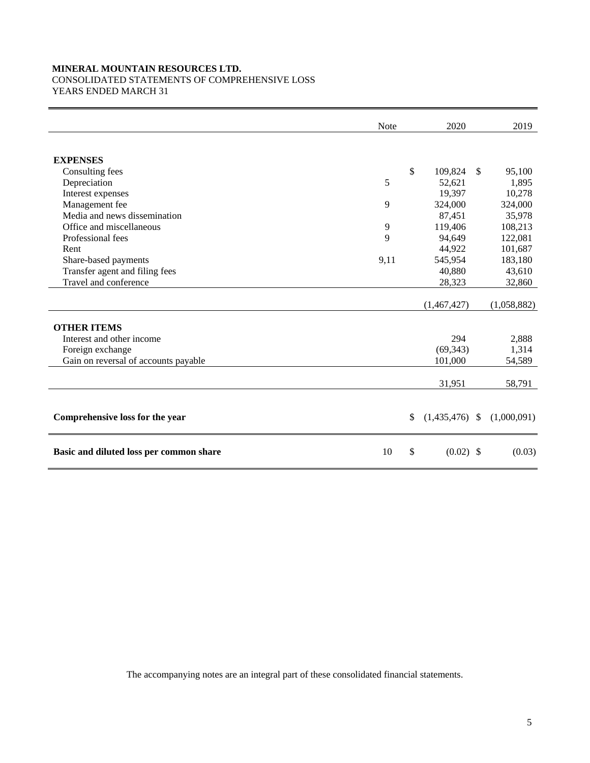**MINERAL MOUNTAIN RESOURCES LTD.**
CONSOLIDATED STATEMENTS OF COMPREHENSIVE LOSS
YEARS ENDED MARCH 31

| | Note | 2020 | 2019 |
|---|---|---|---|
| **EXPENSES** | | | |
| Consulting fees | | $ 109,824 | $ 95,100 |
| Depreciation | 5 | 52,621 | 1,895 |
| Interest expenses | | 19,397 | 10,278 |
| Management fee | 9 | 324,000 | 324,000 |
| Media and news dissemination | | 87,451 | 35,978 |
| Office and miscellaneous | 9 | 119,406 | 108,213 |
| Professional fees | 9 | 94,649 | 122,081 |
| Rent | | 44,922 | 101,687 |
| Share-based payments | 9,11 | 545,954 | 183,180 |
| Transfer agent and filing fees | | 40,880 | 43,610 |
| Travel and conference | | 28,323 | 32,860 |
| | | (1,467,427) | (1,058,882) |
| **OTHER ITEMS** | | | |
| Interest and other income | | 294 | 2,888 |
| Foreign exchange | | (69,343) | 1,314 |
| Gain on reversal of accounts payable | | 101,000 | 54,589 |
| | | 31,951 | 58,791 |
| **Comprehensive loss for the year** | | $ (1,435,476) | $ (1,000,091) |
| **Basic and diluted loss per common share** | 10 | $ (0.02) | $ (0.03) |

The accompanying notes are an integral part of these consolidated financial statements.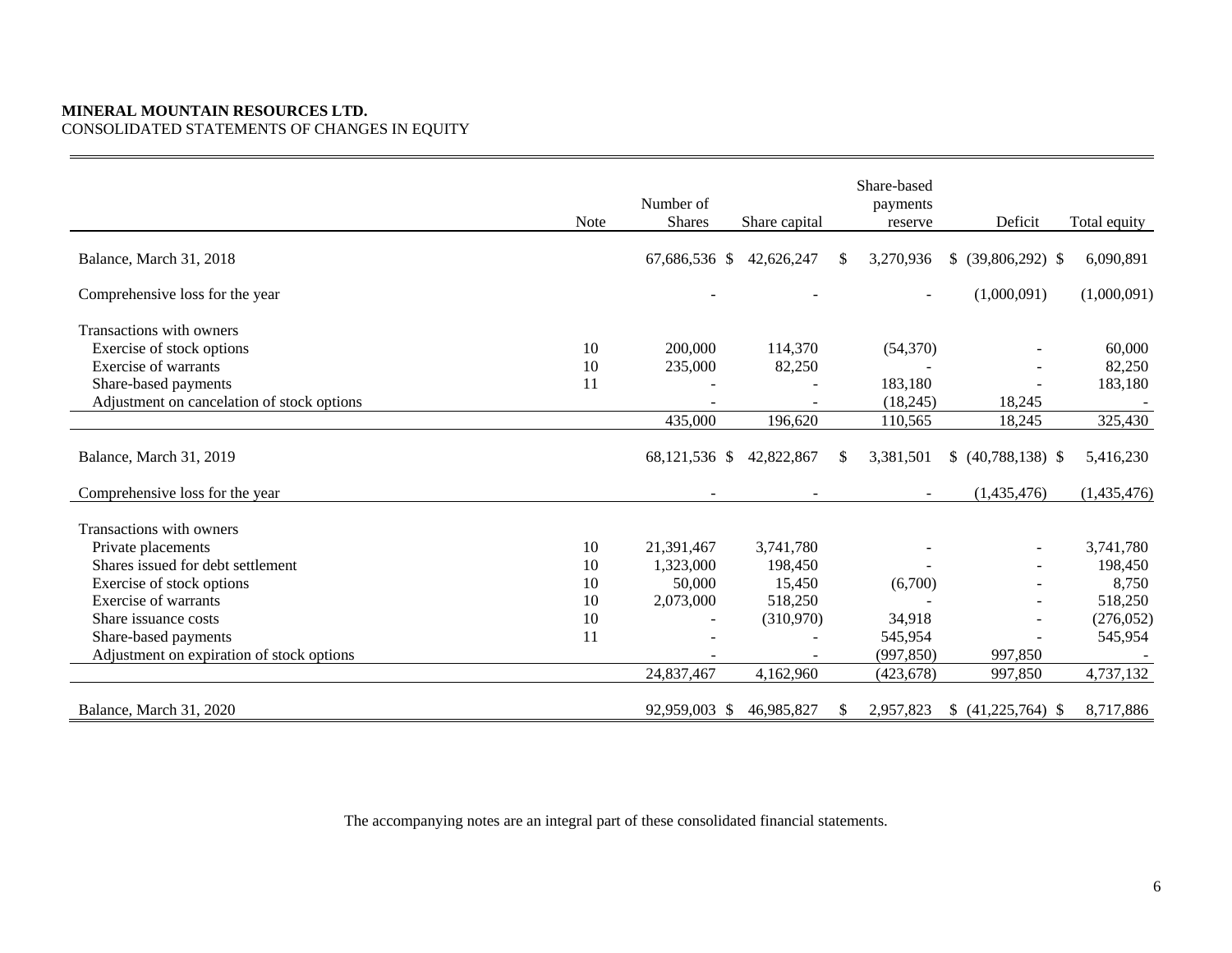**MINERAL MOUNTAIN RESOURCES LTD.**
CONSOLIDATED STATEMENTS OF CHANGES IN EQUITY

| | Note | Number of Shares | Share capital | Share-based payments reserve | Deficit | Total equity |
|---|---|---|---|---|---|---|
| Balance, March 31, 2018 | | 67,686,536 | $ 42,626,247 | $ 3,270,936 | $ (39,806,292) | $ 6,090,891 |
| Comprehensive loss for the year | | - | - | - | (1,000,091) | (1,000,091) |
| Transactions with owners | | | | | | |
| Exercise of stock options | 10 | 200,000 | 114,370 | (54,370) | - | 60,000 |
| Exercise of warrants | 10 | 235,000 | 82,250 | - | - | 82,250 |
| Share-based payments | 11 | - | - | 183,180 | - | 183,180 |
| Adjustment on cancelation of stock options | | - | - | (18,245) | 18,245 | - |
| | | 435,000 | 196,620 | 110,565 | 18,245 | 325,430 |
| Balance, March 31, 2019 | | 68,121,536 | $ 42,822,867 | $ 3,381,501 | $ (40,788,138) | $ 5,416,230 |
| Comprehensive loss for the year | | - | - | - | (1,435,476) | (1,435,476) |
| Transactions with owners | | | | | | |
| Private placements | 10 | 21,391,467 | 3,741,780 | - | - | 3,741,780 |
| Shares issued for debt settlement | 10 | 1,323,000 | 198,450 | - | - | 198,450 |
| Exercise of stock options | 10 | 50,000 | 15,450 | (6,700) | - | 8,750 |
| Exercise of warrants | 10 | 2,073,000 | 518,250 | - | - | 518,250 |
| Share issuance costs | 10 | - | (310,970) | 34,918 | - | (276,052) |
| Share-based payments | 11 | - | - | 545,954 | - | 545,954 |
| Adjustment on expiration of stock options | | - | - | (997,850) | 997,850 | - |
| | | 24,837,467 | 4,162,960 | (423,678) | 997,850 | 4,737,132 |
| Balance, March 31, 2020 | | 92,959,003 | $ 46,985,827 | $ 2,957,823 | $ (41,225,764) | $ 8,717,886 |

The accompanying notes are an integral part of these consolidated financial statements.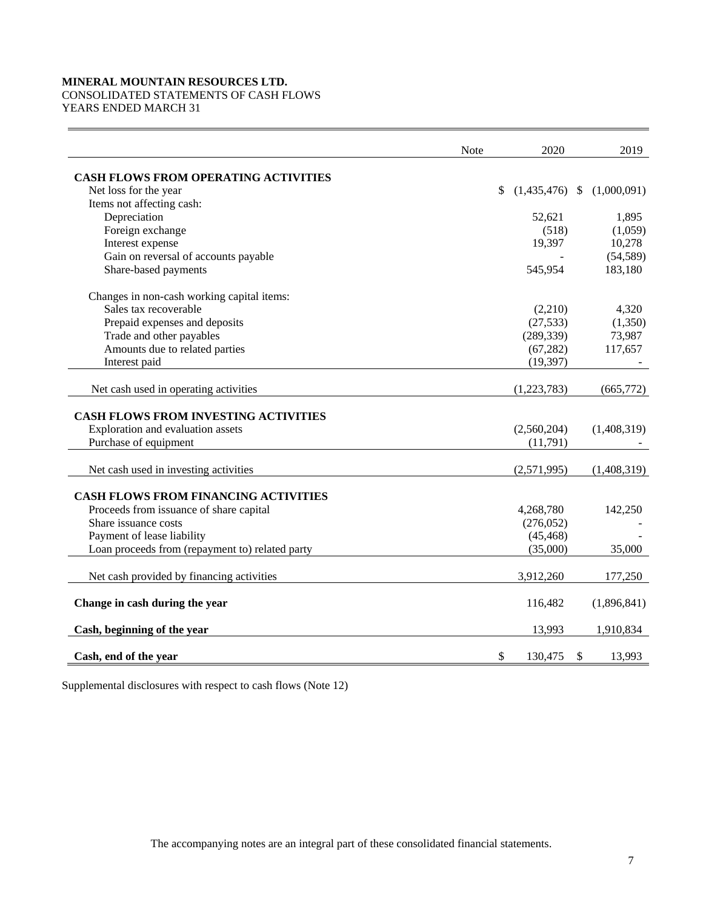**MINERAL MOUNTAIN RESOURCES LTD.**
CONSOLIDATED STATEMENTS OF CASH FLOWS
YEARS ENDED MARCH 31

| | Note | 2020 | 2019 |
|---|---|---|---|
| **CASH FLOWS FROM OPERATING ACTIVITIES** | | | |
| Net loss for the year | | $ (1,435,476) | $ (1,000,091) |
| Items not affecting cash: | | | |
| Depreciation | | 52,621 | 1,895 |
| Foreign exchange | | (518) | (1,059) |
| Interest expense | | 19,397 | 10,278 |
| Gain on reversal of accounts payable | | - | (54,589) |
| Share-based payments | | 545,954 | 183,180 |
| Changes in non-cash working capital items: | | | |
| Sales tax recoverable | | (2,210) | 4,320 |
| Prepaid expenses and deposits | | (27,533) | (1,350) |
| Trade and other payables | | (289,339) | 73,987 |
| Amounts due to related parties | | (67,282) | 117,657 |
| Interest paid | | (19,397) | - |
| Net cash used in operating activities | | (1,223,783) | (665,772) |
| **CASH FLOWS FROM INVESTING ACTIVITIES** | | | |
| Exploration and evaluation assets | | (2,560,204) | (1,408,319) |
| Purchase of equipment | | (11,791) | - |
| Net cash used in investing activities | | (2,571,995) | (1,408,319) |
| **CASH FLOWS FROM FINANCING ACTIVITIES** | | | |
| Proceeds from issuance of share capital | | 4,268,780 | 142,250 |
| Share issuance costs | | (276,052) | - |
| Payment of lease liability | | (45,468) | - |
| Loan proceeds from (repayment to) related party | | (35,000) | 35,000 |
| Net cash provided by financing activities | | 3,912,260 | 177,250 |
| **Change in cash during the year** | | 116,482 | (1,896,841) |
| **Cash, beginning of the year** | | 13,993 | 1,910,834 |
| **Cash, end of the year** | | $ 130,475 | $ 13,993 |

Supplemental disclosures with respect to cash flows (Note 12)

The accompanying notes are an integral part of these consolidated financial statements.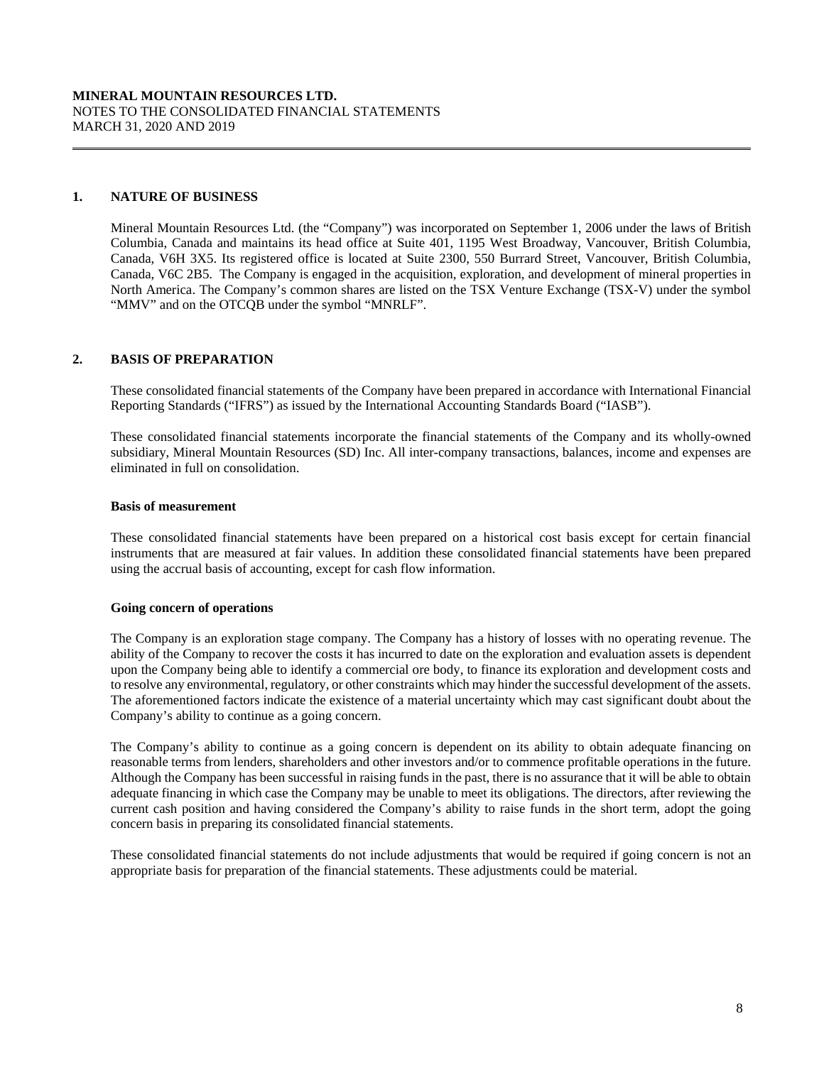**MINERAL MOUNTAIN RESOURCES LTD.**
NOTES TO THE CONSOLIDATED FINANCIAL STATEMENTS
MARCH 31, 2020 AND 2019

## 1. NATURE OF BUSINESS

Mineral Mountain Resources Ltd. (the "Company") was incorporated on September 1, 2006 under the laws of British Columbia, Canada and maintains its head office at Suite 401, 1195 West Broadway, Vancouver, British Columbia, Canada, V6H 3X5. Its registered office is located at Suite 2300, 550 Burrard Street, Vancouver, British Columbia, Canada, V6C 2B5. The Company is engaged in the acquisition, exploration, and development of mineral properties in North America. The Company's common shares are listed on the TSX Venture Exchange (TSX-V) under the symbol "MMV" and on the OTCQB under the symbol "MNRLF".

## 2. BASIS OF PREPARATION

These consolidated financial statements of the Company have been prepared in accordance with International Financial Reporting Standards ("IFRS") as issued by the International Accounting Standards Board ("IASB").

These consolidated financial statements incorporate the financial statements of the Company and its wholly-owned subsidiary, Mineral Mountain Resources (SD) Inc. All inter-company transactions, balances, income and expenses are eliminated in full on consolidation.

### Basis of measurement

These consolidated financial statements have been prepared on a historical cost basis except for certain financial instruments that are measured at fair values. In addition these consolidated financial statements have been prepared using the accrual basis of accounting, except for cash flow information.

### Going concern of operations

The Company is an exploration stage company. The Company has a history of losses with no operating revenue. The ability of the Company to recover the costs it has incurred to date on the exploration and evaluation assets is dependent upon the Company being able to identify a commercial ore body, to finance its exploration and development costs and to resolve any environmental, regulatory, or other constraints which may hinder the successful development of the assets. The aforementioned factors indicate the existence of a material uncertainty which may cast significant doubt about the Company's ability to continue as a going concern.

The Company's ability to continue as a going concern is dependent on its ability to obtain adequate financing on reasonable terms from lenders, shareholders and other investors and/or to commence profitable operations in the future. Although the Company has been successful in raising funds in the past, there is no assurance that it will be able to obtain adequate financing in which case the Company may be unable to meet its obligations. The directors, after reviewing the current cash position and having considered the Company's ability to raise funds in the short term, adopt the going concern basis in preparing its consolidated financial statements.

These consolidated financial statements do not include adjustments that would be required if going concern is not an appropriate basis for preparation of the financial statements. These adjustments could be material.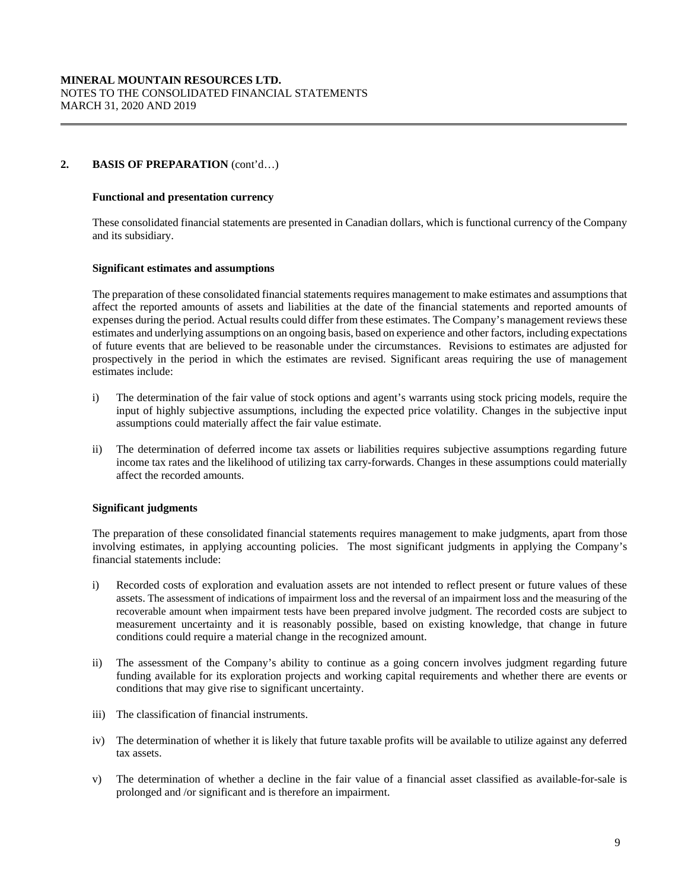## 2. BASIS OF PREPARATION (cont'd…)

### Functional and presentation currency

These consolidated financial statements are presented in Canadian dollars, which is functional currency of the Company and its subsidiary.

### Significant estimates and assumptions

The preparation of these consolidated financial statements requires management to make estimates and assumptions that affect the reported amounts of assets and liabilities at the date of the financial statements and reported amounts of expenses during the period. Actual results could differ from these estimates. The Company's management reviews these estimates and underlying assumptions on an ongoing basis, based on experience and other factors, including expectations of future events that are believed to be reasonable under the circumstances. Revisions to estimates are adjusted for prospectively in the period in which the estimates are revised. Significant areas requiring the use of management estimates include:

i) The determination of the fair value of stock options and agent's warrants using stock pricing models, require the input of highly subjective assumptions, including the expected price volatility. Changes in the subjective input assumptions could materially affect the fair value estimate.

ii) The determination of deferred income tax assets or liabilities requires subjective assumptions regarding future income tax rates and the likelihood of utilizing tax carry-forwards. Changes in these assumptions could materially affect the recorded amounts.

### Significant judgments

The preparation of these consolidated financial statements requires management to make judgments, apart from those involving estimates, in applying accounting policies. The most significant judgments in applying the Company's financial statements include:

i) Recorded costs of exploration and evaluation assets are not intended to reflect present or future values of these assets. The assessment of indications of impairment loss and the reversal of an impairment loss and the measuring of the recoverable amount when impairment tests have been prepared involve judgment. The recorded costs are subject to measurement uncertainty and it is reasonably possible, based on existing knowledge, that change in future conditions could require a material change in the recognized amount.

ii) The assessment of the Company's ability to continue as a going concern involves judgment regarding future funding available for its exploration projects and working capital requirements and whether there are events or conditions that may give rise to significant uncertainty.

iii) The classification of financial instruments.

iv) The determination of whether it is likely that future taxable profits will be available to utilize against any deferred tax assets.

v) The determination of whether a decline in the fair value of a financial asset classified as available-for-sale is prolonged and /or significant and is therefore an impairment.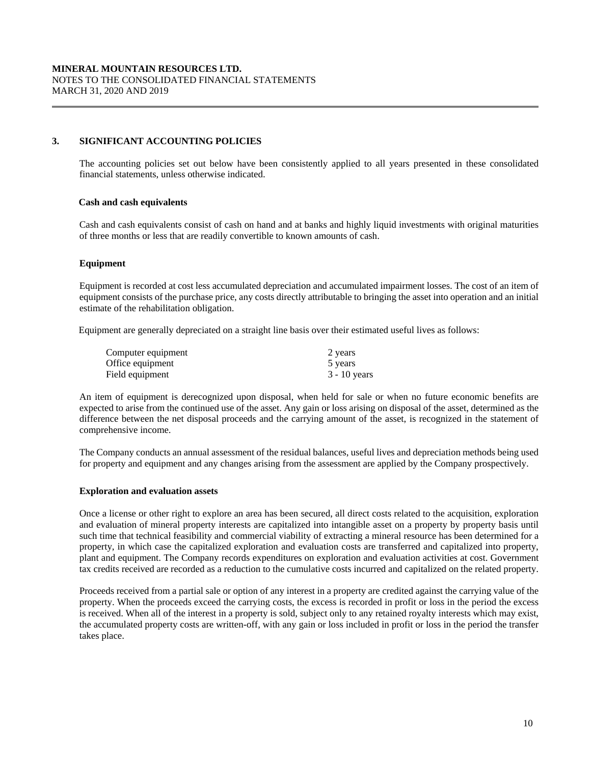## 3. SIGNIFICANT ACCOUNTING POLICIES

The accounting policies set out below have been consistently applied to all years presented in these consolidated financial statements, unless otherwise indicated.

### Cash and cash equivalents

Cash and cash equivalents consist of cash on hand and at banks and highly liquid investments with original maturities of three months or less that are readily convertible to known amounts of cash.

### Equipment

Equipment is recorded at cost less accumulated depreciation and accumulated impairment losses. The cost of an item of equipment consists of the purchase price, any costs directly attributable to bringing the asset into operation and an initial estimate of the rehabilitation obligation.

Equipment are generally depreciated on a straight line basis over their estimated useful lives as follows:

| | |
|---|---|
| Computer equipment | 2 years |
| Office equipment | 5 years |
| Field equipment | 3 - 10 years |

An item of equipment is derecognized upon disposal, when held for sale or when no future economic benefits are expected to arise from the continued use of the asset. Any gain or loss arising on disposal of the asset, determined as the difference between the net disposal proceeds and the carrying amount of the asset, is recognized in the statement of comprehensive income.

The Company conducts an annual assessment of the residual balances, useful lives and depreciation methods being used for property and equipment and any changes arising from the assessment are applied by the Company prospectively.

### Exploration and evaluation assets

Once a license or other right to explore an area has been secured, all direct costs related to the acquisition, exploration and evaluation of mineral property interests are capitalized into intangible asset on a property by property basis until such time that technical feasibility and commercial viability of extracting a mineral resource has been determined for a property, in which case the capitalized exploration and evaluation costs are transferred and capitalized into property, plant and equipment. The Company records expenditures on exploration and evaluation activities at cost. Government tax credits received are recorded as a reduction to the cumulative costs incurred and capitalized on the related property.

Proceeds received from a partial sale or option of any interest in a property are credited against the carrying value of the property. When the proceeds exceed the carrying costs, the excess is recorded in profit or loss in the period the excess is received. When all of the interest in a property is sold, subject only to any retained royalty interests which may exist, the accumulated property costs are written-off, with any gain or loss included in profit or loss in the period the transfer takes place.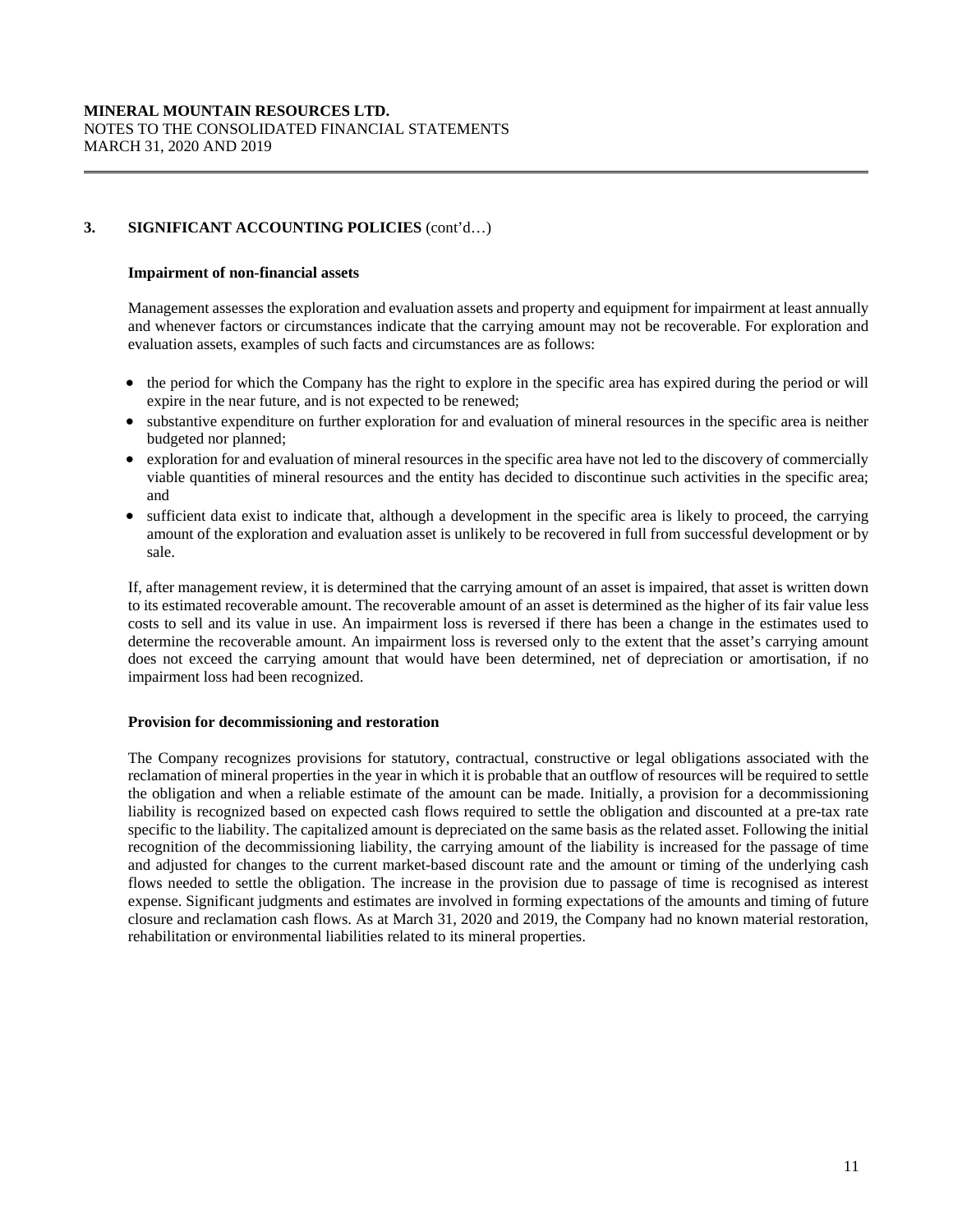## 3. SIGNIFICANT ACCOUNTING POLICIES (cont'd…)

### Impairment of non-financial assets

Management assesses the exploration and evaluation assets and property and equipment for impairment at least annually and whenever factors or circumstances indicate that the carrying amount may not be recoverable. For exploration and evaluation assets, examples of such facts and circumstances are as follows:

- the period for which the Company has the right to explore in the specific area has expired during the period or will expire in the near future, and is not expected to be renewed;
- substantive expenditure on further exploration for and evaluation of mineral resources in the specific area is neither budgeted nor planned;
- exploration for and evaluation of mineral resources in the specific area have not led to the discovery of commercially viable quantities of mineral resources and the entity has decided to discontinue such activities in the specific area; and
- sufficient data exist to indicate that, although a development in the specific area is likely to proceed, the carrying amount of the exploration and evaluation asset is unlikely to be recovered in full from successful development or by sale.

If, after management review, it is determined that the carrying amount of an asset is impaired, that asset is written down to its estimated recoverable amount. The recoverable amount of an asset is determined as the higher of its fair value less costs to sell and its value in use. An impairment loss is reversed if there has been a change in the estimates used to determine the recoverable amount. An impairment loss is reversed only to the extent that the asset's carrying amount does not exceed the carrying amount that would have been determined, net of depreciation or amortisation, if no impairment loss had been recognized.

### Provision for decommissioning and restoration

The Company recognizes provisions for statutory, contractual, constructive or legal obligations associated with the reclamation of mineral properties in the year in which it is probable that an outflow of resources will be required to settle the obligation and when a reliable estimate of the amount can be made. Initially, a provision for a decommissioning liability is recognized based on expected cash flows required to settle the obligation and discounted at a pre-tax rate specific to the liability. The capitalized amount is depreciated on the same basis as the related asset. Following the initial recognition of the decommissioning liability, the carrying amount of the liability is increased for the passage of time and adjusted for changes to the current market-based discount rate and the amount or timing of the underlying cash flows needed to settle the obligation. The increase in the provision due to passage of time is recognised as interest expense. Significant judgments and estimates are involved in forming expectations of the amounts and timing of future closure and reclamation cash flows. As at March 31, 2020 and 2019, the Company had no known material restoration, rehabilitation or environmental liabilities related to its mineral properties.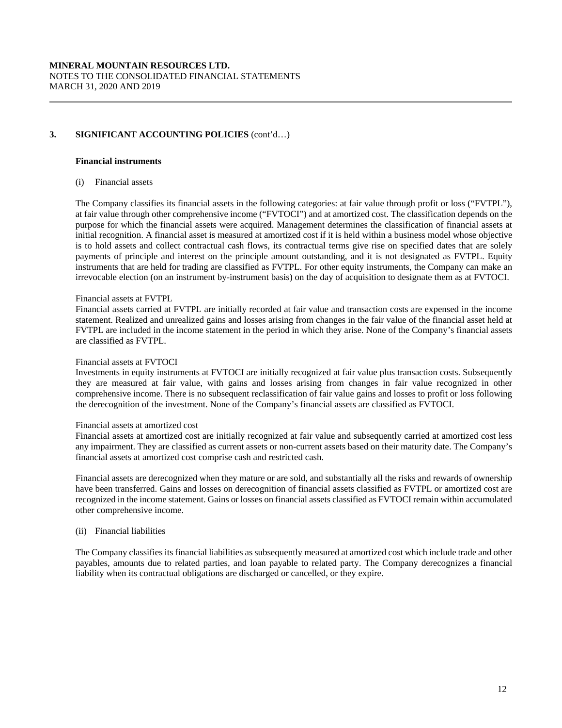## 3. SIGNIFICANT ACCOUNTING POLICIES (cont'd…)

### Financial instruments

(i) Financial assets

The Company classifies its financial assets in the following categories: at fair value through profit or loss ("FVTPL"), at fair value through other comprehensive income ("FVTOCI") and at amortized cost. The classification depends on the purpose for which the financial assets were acquired. Management determines the classification of financial assets at initial recognition. A financial asset is measured at amortized cost if it is held within a business model whose objective is to hold assets and collect contractual cash flows, its contractual terms give rise on specified dates that are solely payments of principle and interest on the principle amount outstanding, and it is not designated as FVTPL. Equity instruments that are held for trading are classified as FVTPL. For other equity instruments, the Company can make an irrevocable election (on an instrument by-instrument basis) on the day of acquisition to designate them as at FVTOCI.

Financial assets at FVTPL
Financial assets carried at FVTPL are initially recorded at fair value and transaction costs are expensed in the income statement. Realized and unrealized gains and losses arising from changes in the fair value of the financial asset held at FVTPL are included in the income statement in the period in which they arise. None of the Company's financial assets are classified as FVTPL.

Financial assets at FVTOCI
Investments in equity instruments at FVTOCI are initially recognized at fair value plus transaction costs. Subsequently they are measured at fair value, with gains and losses arising from changes in fair value recognized in other comprehensive income. There is no subsequent reclassification of fair value gains and losses to profit or loss following the derecognition of the investment. None of the Company's financial assets are classified as FVTOCI.

Financial assets at amortized cost
Financial assets at amortized cost are initially recognized at fair value and subsequently carried at amortized cost less any impairment. They are classified as current assets or non-current assets based on their maturity date. The Company's financial assets at amortized cost comprise cash and restricted cash.

Financial assets are derecognized when they mature or are sold, and substantially all the risks and rewards of ownership have been transferred. Gains and losses on derecognition of financial assets classified as FVTPL or amortized cost are recognized in the income statement. Gains or losses on financial assets classified as FVTOCI remain within accumulated other comprehensive income.

(ii) Financial liabilities

The Company classifies its financial liabilities as subsequently measured at amortized cost which include trade and other payables, amounts due to related parties, and loan payable to related party. The Company derecognizes a financial liability when its contractual obligations are discharged or cancelled, or they expire.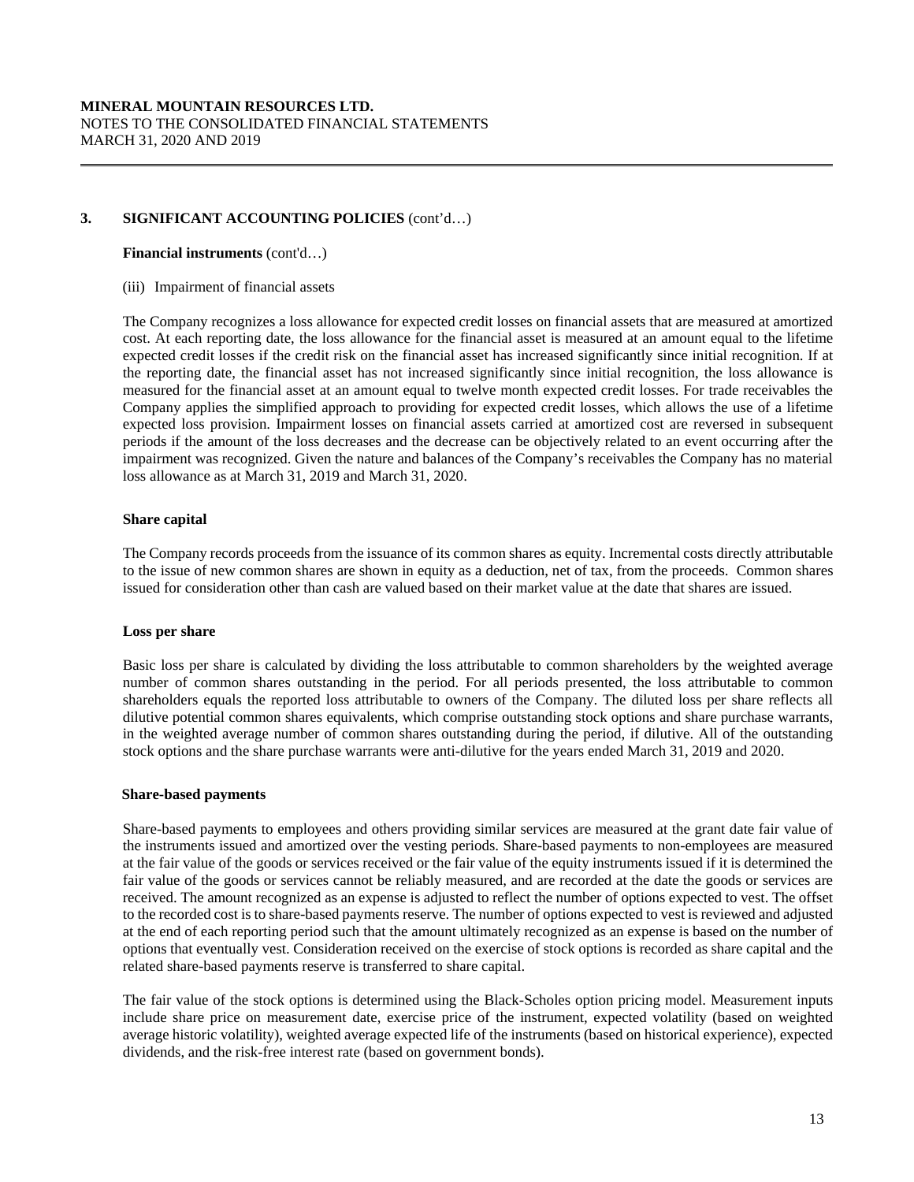### 3. SIGNIFICANT ACCOUNTING POLICIES (cont'd…)

**Financial instruments** (cont'd…)

(iii) Impairment of financial assets

The Company recognizes a loss allowance for expected credit losses on financial assets that are measured at amortized cost. At each reporting date, the loss allowance for the financial asset is measured at an amount equal to the lifetime expected credit losses if the credit risk on the financial asset has increased significantly since initial recognition. If at the reporting date, the financial asset has not increased significantly since initial recognition, the loss allowance is measured for the financial asset at an amount equal to twelve month expected credit losses. For trade receivables the Company applies the simplified approach to providing for expected credit losses, which allows the use of a lifetime expected loss provision. Impairment losses on financial assets carried at amortized cost are reversed in subsequent periods if the amount of the loss decreases and the decrease can be objectively related to an event occurring after the impairment was recognized. Given the nature and balances of the Company's receivables the Company has no material loss allowance as at March 31, 2019 and March 31, 2020.

**Share capital**

The Company records proceeds from the issuance of its common shares as equity. Incremental costs directly attributable to the issue of new common shares are shown in equity as a deduction, net of tax, from the proceeds. Common shares issued for consideration other than cash are valued based on their market value at the date that shares are issued.

**Loss per share**

Basic loss per share is calculated by dividing the loss attributable to common shareholders by the weighted average number of common shares outstanding in the period. For all periods presented, the loss attributable to common shareholders equals the reported loss attributable to owners of the Company. The diluted loss per share reflects all dilutive potential common shares equivalents, which comprise outstanding stock options and share purchase warrants, in the weighted average number of common shares outstanding during the period, if dilutive. All of the outstanding stock options and the share purchase warrants were anti-dilutive for the years ended March 31, 2019 and 2020.

**Share-based payments**

Share-based payments to employees and others providing similar services are measured at the grant date fair value of the instruments issued and amortized over the vesting periods. Share-based payments to non-employees are measured at the fair value of the goods or services received or the fair value of the equity instruments issued if it is determined the fair value of the goods or services cannot be reliably measured, and are recorded at the date the goods or services are received. The amount recognized as an expense is adjusted to reflect the number of options expected to vest. The offset to the recorded cost is to share-based payments reserve. The number of options expected to vest is reviewed and adjusted at the end of each reporting period such that the amount ultimately recognized as an expense is based on the number of options that eventually vest. Consideration received on the exercise of stock options is recorded as share capital and the related share-based payments reserve is transferred to share capital.

The fair value of the stock options is determined using the Black-Scholes option pricing model. Measurement inputs include share price on measurement date, exercise price of the instrument, expected volatility (based on weighted average historic volatility), weighted average expected life of the instruments (based on historical experience), expected dividends, and the risk-free interest rate (based on government bonds).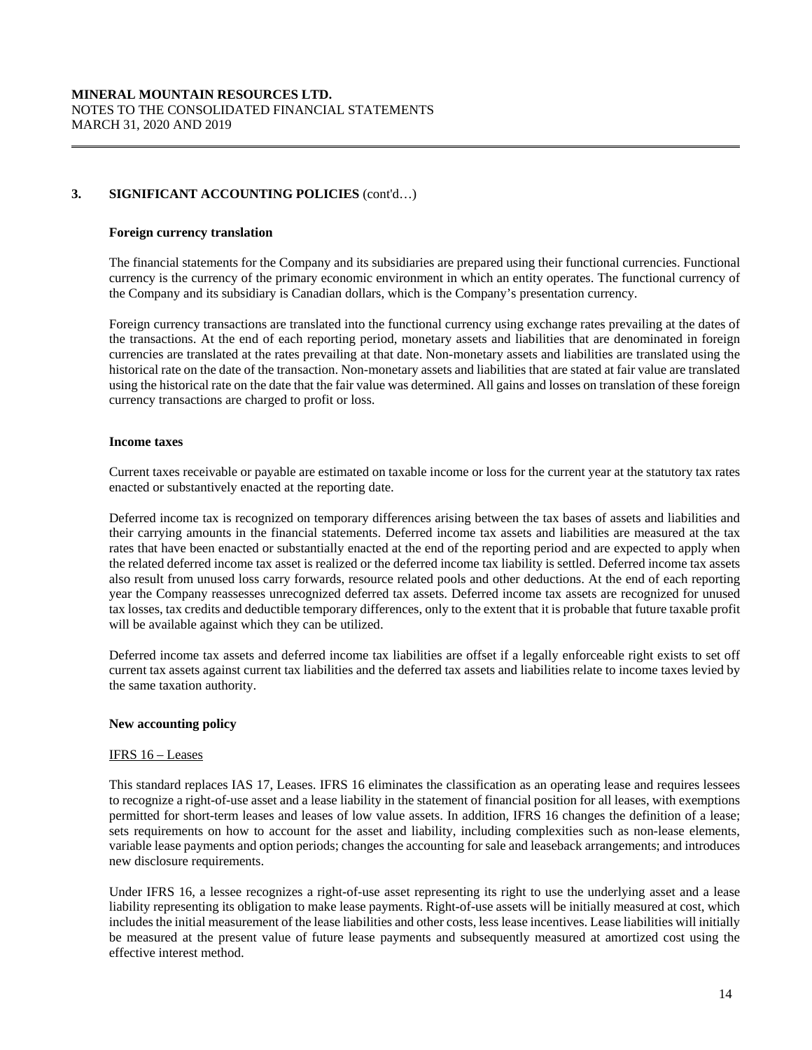## 3. SIGNIFICANT ACCOUNTING POLICIES (cont'd…)

### Foreign currency translation

The financial statements for the Company and its subsidiaries are prepared using their functional currencies. Functional currency is the currency of the primary economic environment in which an entity operates. The functional currency of the Company and its subsidiary is Canadian dollars, which is the Company's presentation currency.

Foreign currency transactions are translated into the functional currency using exchange rates prevailing at the dates of the transactions. At the end of each reporting period, monetary assets and liabilities that are denominated in foreign currencies are translated at the rates prevailing at that date. Non-monetary assets and liabilities are translated using the historical rate on the date of the transaction. Non-monetary assets and liabilities that are stated at fair value are translated using the historical rate on the date that the fair value was determined. All gains and losses on translation of these foreign currency transactions are charged to profit or loss.

### Income taxes

Current taxes receivable or payable are estimated on taxable income or loss for the current year at the statutory tax rates enacted or substantively enacted at the reporting date.

Deferred income tax is recognized on temporary differences arising between the tax bases of assets and liabilities and their carrying amounts in the financial statements. Deferred income tax assets and liabilities are measured at the tax rates that have been enacted or substantially enacted at the end of the reporting period and are expected to apply when the related deferred income tax asset is realized or the deferred income tax liability is settled. Deferred income tax assets also result from unused loss carry forwards, resource related pools and other deductions. At the end of each reporting year the Company reassesses unrecognized deferred tax assets. Deferred income tax assets are recognized for unused tax losses, tax credits and deductible temporary differences, only to the extent that it is probable that future taxable profit will be available against which they can be utilized.

Deferred income tax assets and deferred income tax liabilities are offset if a legally enforceable right exists to set off current tax assets against current tax liabilities and the deferred tax assets and liabilities relate to income taxes levied by the same taxation authority.

### New accounting policy

IFRS 16 – Leases

This standard replaces IAS 17, Leases. IFRS 16 eliminates the classification as an operating lease and requires lessees to recognize a right-of-use asset and a lease liability in the statement of financial position for all leases, with exemptions permitted for short-term leases and leases of low value assets. In addition, IFRS 16 changes the definition of a lease; sets requirements on how to account for the asset and liability, including complexities such as non-lease elements, variable lease payments and option periods; changes the accounting for sale and leaseback arrangements; and introduces new disclosure requirements.

Under IFRS 16, a lessee recognizes a right-of-use asset representing its right to use the underlying asset and a lease liability representing its obligation to make lease payments. Right-of-use assets will be initially measured at cost, which includes the initial measurement of the lease liabilities and other costs, less lease incentives. Lease liabilities will initially be measured at the present value of future lease payments and subsequently measured at amortized cost using the effective interest method.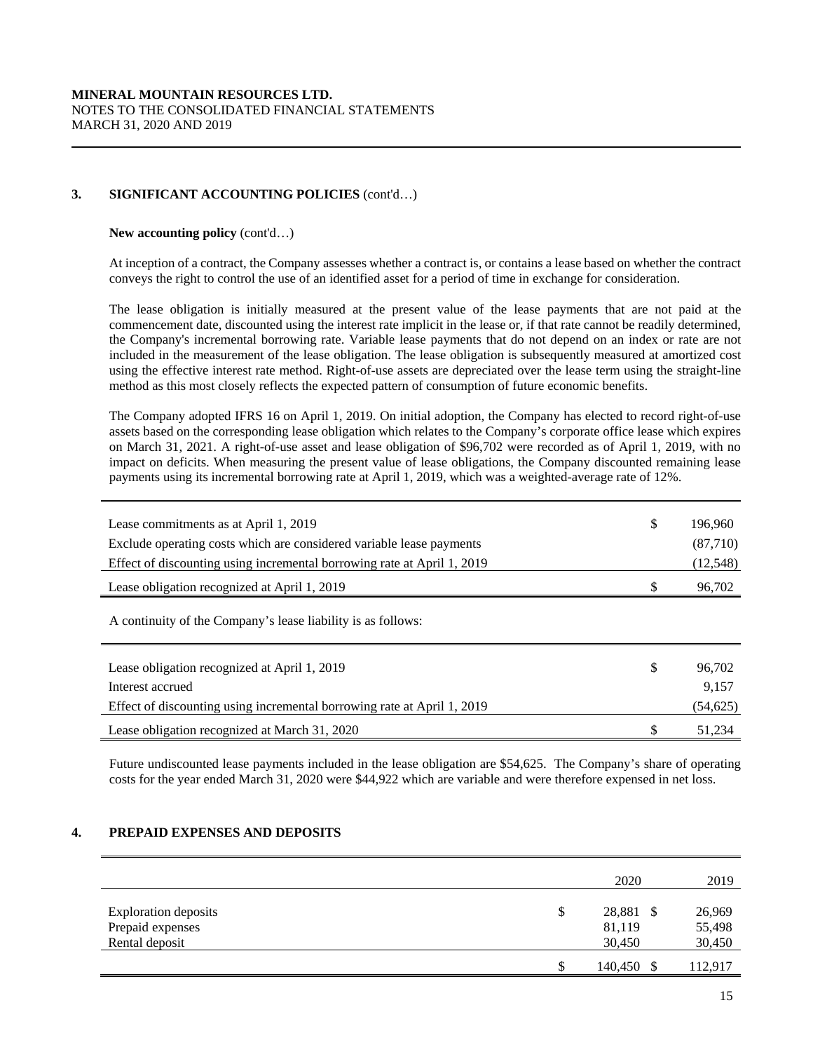**MINERAL MOUNTAIN RESOURCES LTD.**
NOTES TO THE CONSOLIDATED FINANCIAL STATEMENTS
MARCH 31, 2020 AND 2019

## 3. SIGNIFICANT ACCOUNTING POLICIES (cont'd…)

**New accounting policy** (cont'd…)

At inception of a contract, the Company assesses whether a contract is, or contains a lease based on whether the contract conveys the right to control the use of an identified asset for a period of time in exchange for consideration.

The lease obligation is initially measured at the present value of the lease payments that are not paid at the commencement date, discounted using the interest rate implicit in the lease or, if that rate cannot be readily determined, the Company's incremental borrowing rate. Variable lease payments that do not depend on an index or rate are not included in the measurement of the lease obligation. The lease obligation is subsequently measured at amortized cost using the effective interest rate method. Right-of-use assets are depreciated over the lease term using the straight-line method as this most closely reflects the expected pattern of consumption of future economic benefits.

The Company adopted IFRS 16 on April 1, 2019. On initial adoption, the Company has elected to record right-of-use assets based on the corresponding lease obligation which relates to the Company's corporate office lease which expires on March 31, 2021. A right-of-use asset and lease obligation of $96,702 were recorded as of April 1, 2019, with no impact on deficits. When measuring the present value of lease obligations, the Company discounted remaining lease payments using its incremental borrowing rate at April 1, 2019, which was a weighted-average rate of 12%.

| | | |
|---|---|---|
| Lease commitments as at April 1, 2019 | $ | 196,960 |
| Exclude operating costs which are considered variable lease payments | | (87,710) |
| Effect of discounting using incremental borrowing rate at April 1, 2019 | | (12,548) |
| Lease obligation recognized at April 1, 2019 | $ | 96,702 |

A continuity of the Company's lease liability is as follows:

| | | |
|---|---|---|
| Lease obligation recognized at April 1, 2019 | $ | 96,702 |
| Interest accrued | | 9,157 |
| Effect of discounting using incremental borrowing rate at April 1, 2019 | | (54,625) |
| Lease obligation recognized at March 31, 2020 | $ | 51,234 |

Future undiscounted lease payments included in the lease obligation are $54,625. The Company's share of operating costs for the year ended March 31, 2020 were $44,922 which are variable and were therefore expensed in net loss.

## 4. PREPAID EXPENSES AND DEPOSITS

| | | 2020 | | 2019 |
|---|---|---|---|---|
| Exploration deposits | $ | 28,881 | $ | 26,969 |
| Prepaid expenses | | 81,119 | | 55,498 |
| Rental deposit | | 30,450 | | 30,450 |
| | $ | 140,450 | $ | 112,917 |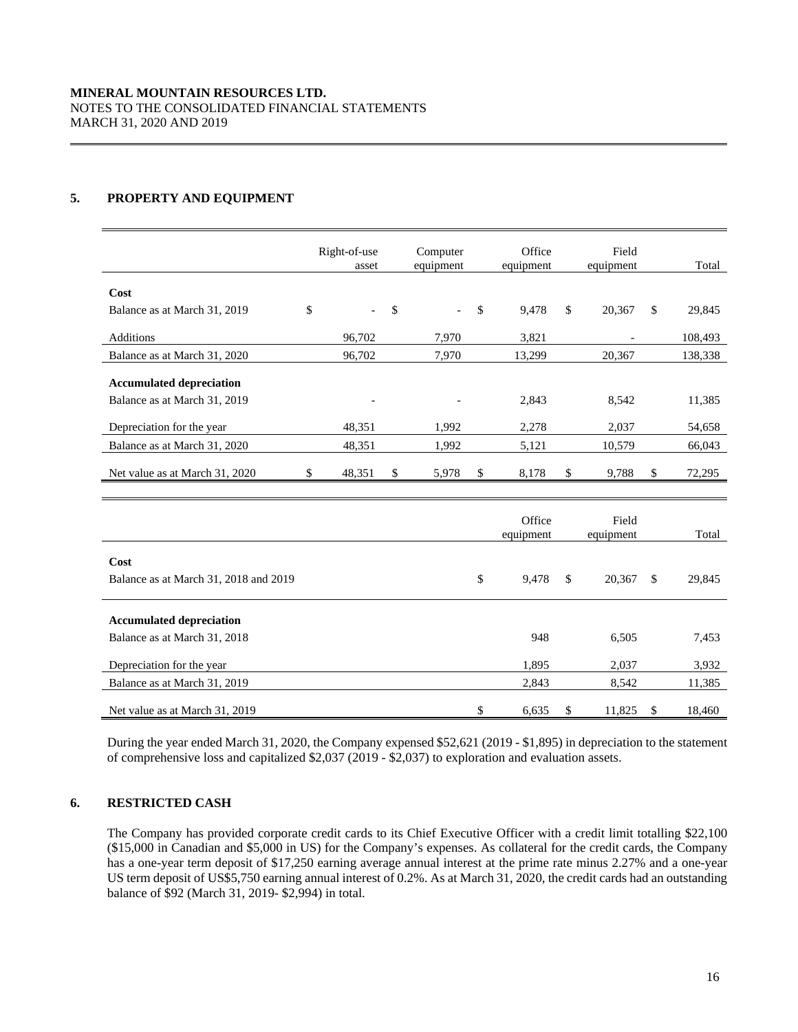MINERAL MOUNTAIN RESOURCES LTD.
NOTES TO THE CONSOLIDATED FINANCIAL STATEMENTS
MARCH 31, 2020 AND 2019

## 5. PROPERTY AND EQUIPMENT

| | Right-of-use asset | Computer equipment | Office equipment | Field equipment | Total |
|---|---|---|---|---|---|
| **Cost** | | | | | |
| Balance as at March 31, 2019 | $ - | $ - | $ 9,478 | $ 20,367 | $ 29,845 |
| Additions | 96,702 | 7,970 | 3,821 | - | 108,493 |
| Balance as at March 31, 2020 | 96,702 | 7,970 | 13,299 | 20,367 | 138,338 |
| **Accumulated depreciation** | | | | | |
| Balance as at March 31, 2019 | - | - | 2,843 | 8,542 | 11,385 |
| Depreciation for the year | 48,351 | 1,992 | 2,278 | 2,037 | 54,658 |
| Balance as at March 31, 2020 | 48,351 | 1,992 | 5,121 | 10,579 | 66,043 |
| Net value as at March 31, 2020 | $ 48,351 | $ 5,978 | $ 8,178 | $ 9,788 | $ 72,295 |

| | Office equipment | Field equipment | Total |
|---|---|---|---|
| **Cost** | | | |
| Balance as at March 31, 2018 and 2019 | $ 9,478 | $ 20,367 | $ 29,845 |
| **Accumulated depreciation** | | | |
| Balance as at March 31, 2018 | 948 | 6,505 | 7,453 |
| Depreciation for the year | 1,895 | 2,037 | 3,932 |
| Balance as at March 31, 2019 | 2,843 | 8,542 | 11,385 |
| Net value as at March 31, 2019 | $ 6,635 | $ 11,825 | $ 18,460 |

During the year ended March 31, 2020, the Company expensed $52,621 (2019 - $1,895) in depreciation to the statement of comprehensive loss and capitalized $2,037 (2019 - $2,037) to exploration and evaluation assets.

## 6. RESTRICTED CASH

The Company has provided corporate credit cards to its Chief Executive Officer with a credit limit totalling $22,100 ($15,000 in Canadian and $5,000 in US) for the Company's expenses. As collateral for the credit cards, the Company has a one-year term deposit of $17,250 earning average annual interest at the prime rate minus 2.27% and a one-year US term deposit of US$5,750 earning annual interest of 0.2%. As at March 31, 2020, the credit cards had an outstanding balance of $92 (March 31, 2019- $2,994) in total.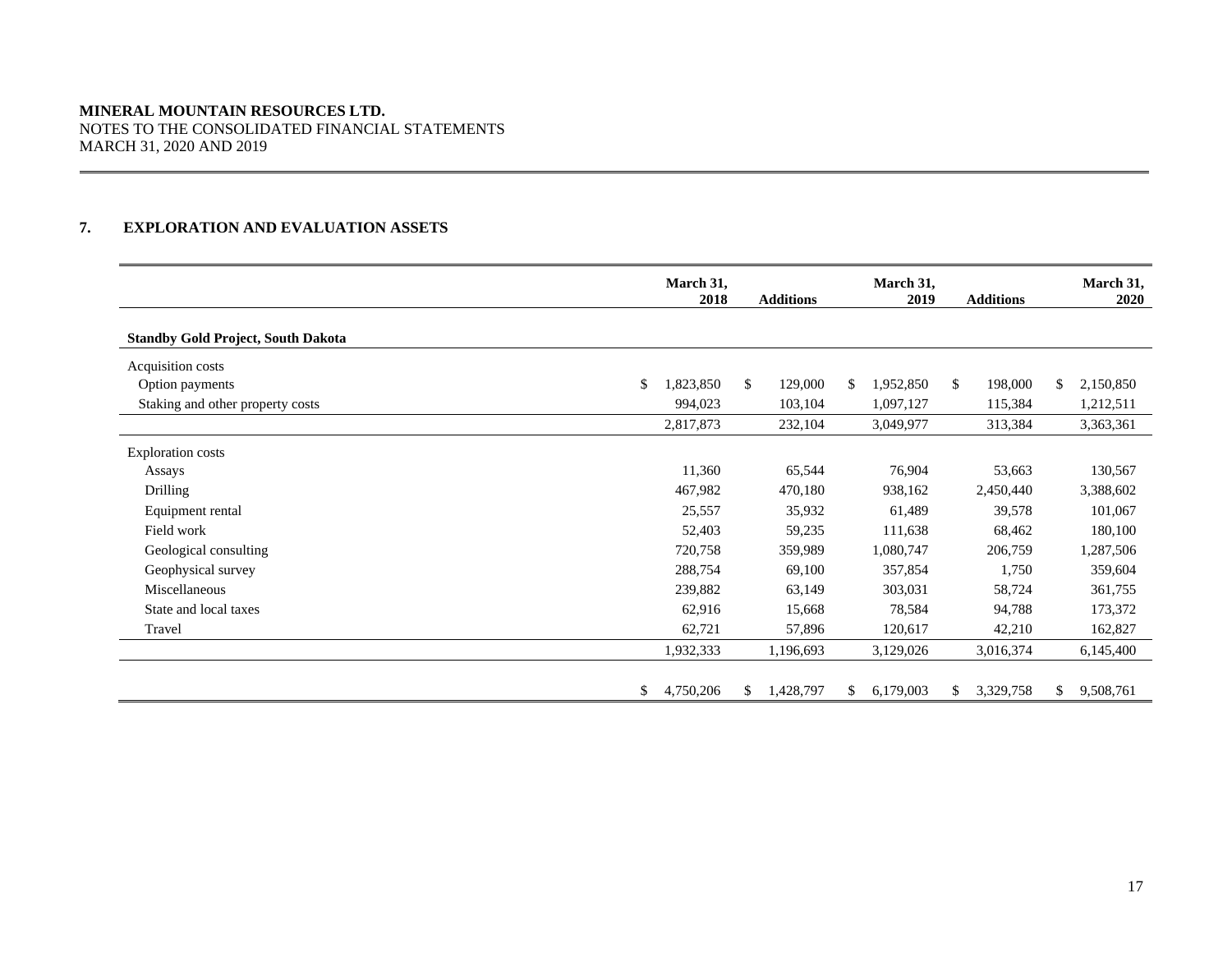**MINERAL MOUNTAIN RESOURCES LTD.**
NOTES TO THE CONSOLIDATED FINANCIAL STATEMENTS
MARCH 31, 2020 AND 2019

## 7. EXPLORATION AND EVALUATION ASSETS

| | March 31, 2018 | Additions | March 31, 2019 | Additions | March 31, 2020 |
|---|---|---|---|---|---|
| **Standby Gold Project, South Dakota** | | | | | |
| Acquisition costs | | | | | |
| Option payments | $ 1,823,850 | $ 129,000 | $ 1,952,850 | $ 198,000 | $ 2,150,850 |
| Staking and other property costs | 994,023 | 103,104 | 1,097,127 | 115,384 | 1,212,511 |
| | 2,817,873 | 232,104 | 3,049,977 | 313,384 | 3,363,361 |
| Exploration costs | | | | | |
| Assays | 11,360 | 65,544 | 76,904 | 53,663 | 130,567 |
| Drilling | 467,982 | 470,180 | 938,162 | 2,450,440 | 3,388,602 |
| Equipment rental | 25,557 | 35,932 | 61,489 | 39,578 | 101,067 |
| Field work | 52,403 | 59,235 | 111,638 | 68,462 | 180,100 |
| Geological consulting | 720,758 | 359,989 | 1,080,747 | 206,759 | 1,287,506 |
| Geophysical survey | 288,754 | 69,100 | 357,854 | 1,750 | 359,604 |
| Miscellaneous | 239,882 | 63,149 | 303,031 | 58,724 | 361,755 |
| State and local taxes | 62,916 | 15,668 | 78,584 | 94,788 | 173,372 |
| Travel | 62,721 | 57,896 | 120,617 | 42,210 | 162,827 |
| | 1,932,333 | 1,196,693 | 3,129,026 | 3,016,374 | 6,145,400 |
| | $ 4,750,206 | $ 1,428,797 | $ 6,179,003 | $ 3,329,758 | $ 9,508,761 |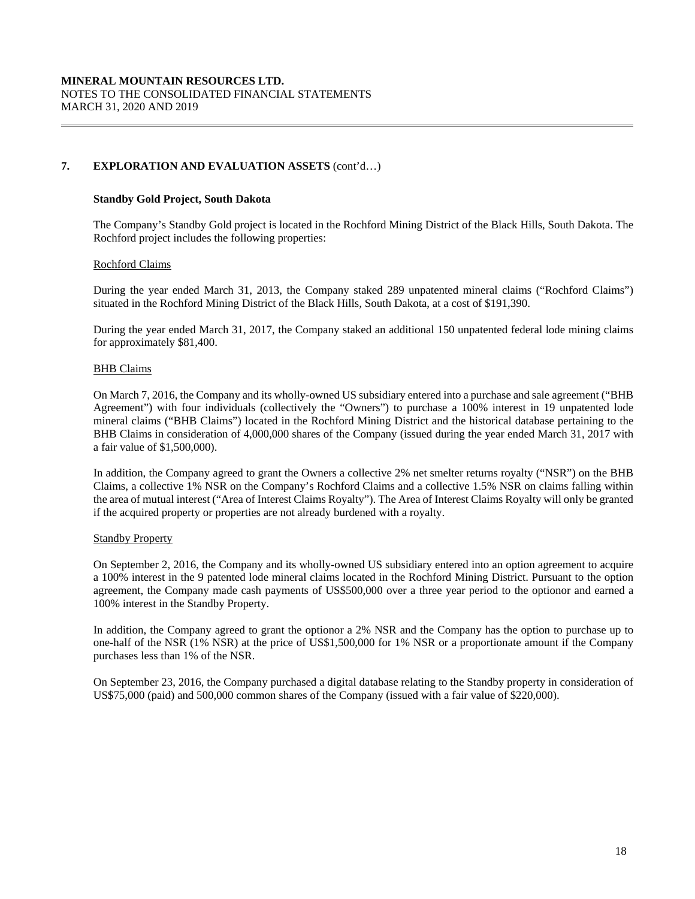## 7. EXPLORATION AND EVALUATION ASSETS (cont'd…)

### Standby Gold Project, South Dakota

The Company's Standby Gold project is located in the Rochford Mining District of the Black Hills, South Dakota. The Rochford project includes the following properties:

#### Rochford Claims

During the year ended March 31, 2013, the Company staked 289 unpatented mineral claims ("Rochford Claims") situated in the Rochford Mining District of the Black Hills, South Dakota, at a cost of $191,390.

During the year ended March 31, 2017, the Company staked an additional 150 unpatented federal lode mining claims for approximately $81,400.

#### BHB Claims

On March 7, 2016, the Company and its wholly-owned US subsidiary entered into a purchase and sale agreement ("BHB Agreement") with four individuals (collectively the "Owners") to purchase a 100% interest in 19 unpatented lode mineral claims ("BHB Claims") located in the Rochford Mining District and the historical database pertaining to the BHB Claims in consideration of 4,000,000 shares of the Company (issued during the year ended March 31, 2017 with a fair value of $1,500,000).

In addition, the Company agreed to grant the Owners a collective 2% net smelter returns royalty ("NSR") on the BHB Claims, a collective 1% NSR on the Company's Rochford Claims and a collective 1.5% NSR on claims falling within the area of mutual interest ("Area of Interest Claims Royalty"). The Area of Interest Claims Royalty will only be granted if the acquired property or properties are not already burdened with a royalty.

#### Standby Property

On September 2, 2016, the Company and its wholly-owned US subsidiary entered into an option agreement to acquire a 100% interest in the 9 patented lode mineral claims located in the Rochford Mining District. Pursuant to the option agreement, the Company made cash payments of US$500,000 over a three year period to the optionor and earned a 100% interest in the Standby Property.

In addition, the Company agreed to grant the optionor a 2% NSR and the Company has the option to purchase up to one-half of the NSR (1% NSR) at the price of US$1,500,000 for 1% NSR or a proportionate amount if the Company purchases less than 1% of the NSR.

On September 23, 2016, the Company purchased a digital database relating to the Standby property in consideration of US$75,000 (paid) and 500,000 common shares of the Company (issued with a fair value of $220,000).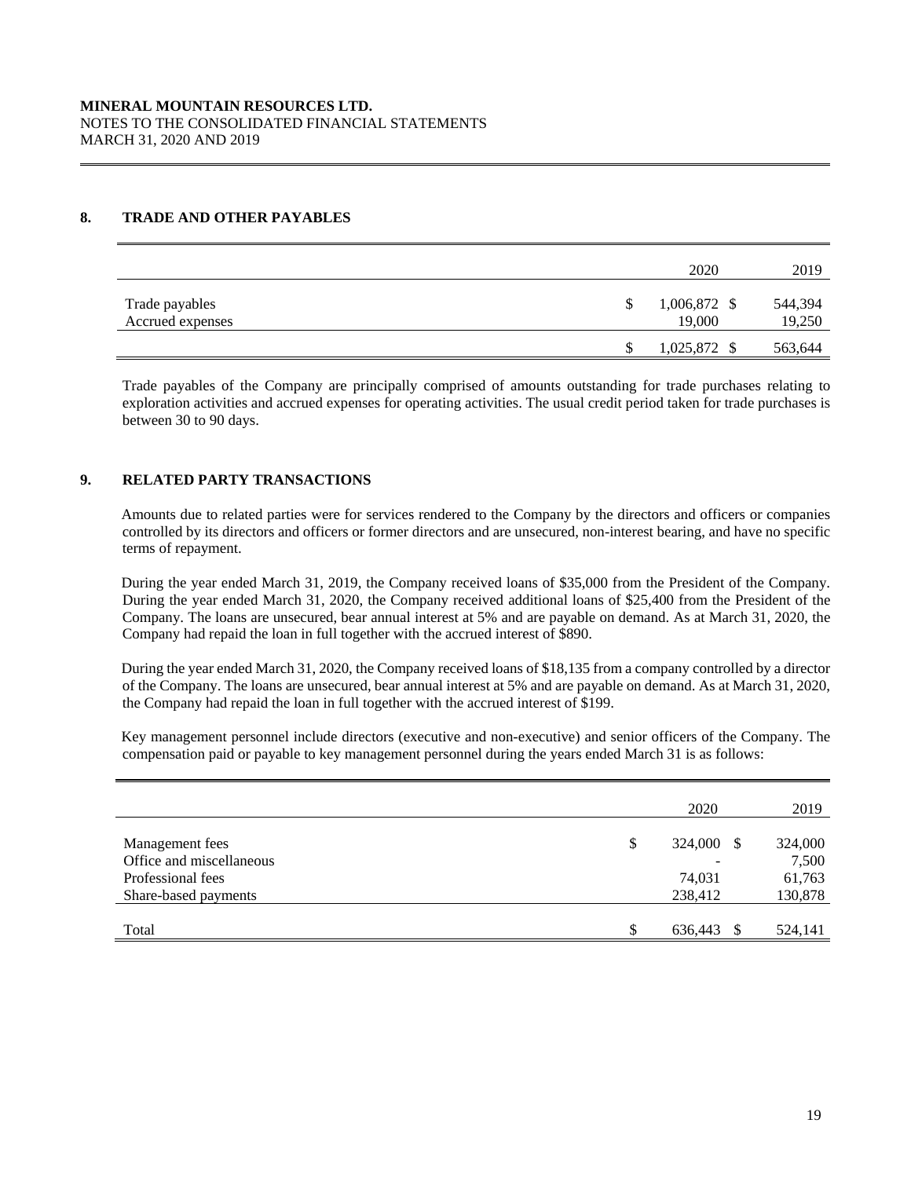**MINERAL MOUNTAIN RESOURCES LTD.**
NOTES TO THE CONSOLIDATED FINANCIAL STATEMENTS
MARCH 31, 2020 AND 2019

## 8. TRADE AND OTHER PAYABLES

| | 2020 | 2019 |
|---|---|---|
| Trade payables | $ 1,006,872 | $ 544,394 |
| Accrued expenses | 19,000 | 19,250 |
| | $ 1,025,872 | $ 563,644 |

Trade payables of the Company are principally comprised of amounts outstanding for trade purchases relating to exploration activities and accrued expenses for operating activities. The usual credit period taken for trade purchases is between 30 to 90 days.

## 9. RELATED PARTY TRANSACTIONS

Amounts due to related parties were for services rendered to the Company by the directors and officers or companies controlled by its directors and officers or former directors and are unsecured, non-interest bearing, and have no specific terms of repayment.

During the year ended March 31, 2019, the Company received loans of $35,000 from the President of the Company. During the year ended March 31, 2020, the Company received additional loans of $25,400 from the President of the Company. The loans are unsecured, bear annual interest at 5% and are payable on demand. As at March 31, 2020, the Company had repaid the loan in full together with the accrued interest of $890.

During the year ended March 31, 2020, the Company received loans of $18,135 from a company controlled by a director of the Company. The loans are unsecured, bear annual interest at 5% and are payable on demand. As at March 31, 2020, the Company had repaid the loan in full together with the accrued interest of $199.

Key management personnel include directors (executive and non-executive) and senior officers of the Company. The compensation paid or payable to key management personnel during the years ended March 31 is as follows:

| | 2020 | 2019 |
|---|---|---|
| Management fees | $ 324,000 | $ 324,000 |
| Office and miscellaneous | - | 7,500 |
| Professional fees | 74,031 | 61,763 |
| Share-based payments | 238,412 | 130,878 |
| Total | $ 636,443 | $ 524,141 |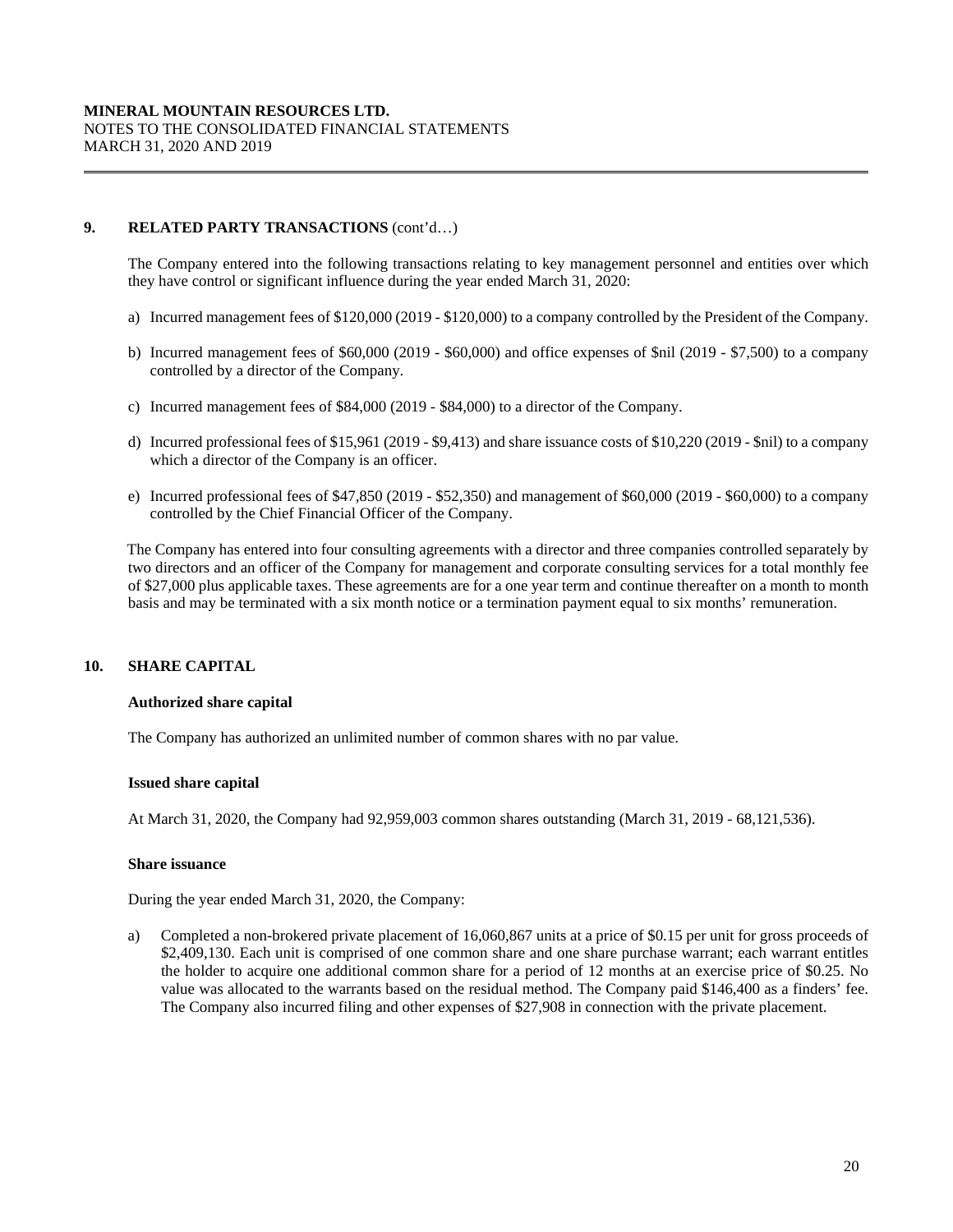## 9. RELATED PARTY TRANSACTIONS (cont'd…)

The Company entered into the following transactions relating to key management personnel and entities over which they have control or significant influence during the year ended March 31, 2020:

a) Incurred management fees of $120,000 (2019 - $120,000) to a company controlled by the President of the Company.

b) Incurred management fees of $60,000 (2019 - $60,000) and office expenses of $nil (2019 - $7,500) to a company controlled by a director of the Company.

c) Incurred management fees of $84,000 (2019 - $84,000) to a director of the Company.

d) Incurred professional fees of $15,961 (2019 - $9,413) and share issuance costs of $10,220 (2019 - $nil) to a company which a director of the Company is an officer.

e) Incurred professional fees of $47,850 (2019 - $52,350) and management of $60,000 (2019 - $60,000) to a company controlled by the Chief Financial Officer of the Company.

The Company has entered into four consulting agreements with a director and three companies controlled separately by two directors and an officer of the Company for management and corporate consulting services for a total monthly fee of $27,000 plus applicable taxes. These agreements are for a one year term and continue thereafter on a month to month basis and may be terminated with a six month notice or a termination payment equal to six months' remuneration.

## 10. SHARE CAPITAL

### Authorized share capital

The Company has authorized an unlimited number of common shares with no par value.

### Issued share capital

At March 31, 2020, the Company had 92,959,003 common shares outstanding (March 31, 2019 - 68,121,536).

### Share issuance

During the year ended March 31, 2020, the Company:

a) Completed a non-brokered private placement of 16,060,867 units at a price of $0.15 per unit for gross proceeds of $2,409,130. Each unit is comprised of one common share and one share purchase warrant; each warrant entitles the holder to acquire one additional common share for a period of 12 months at an exercise price of $0.25. No value was allocated to the warrants based on the residual method. The Company paid $146,400 as a finders' fee. The Company also incurred filing and other expenses of $27,908 in connection with the private placement.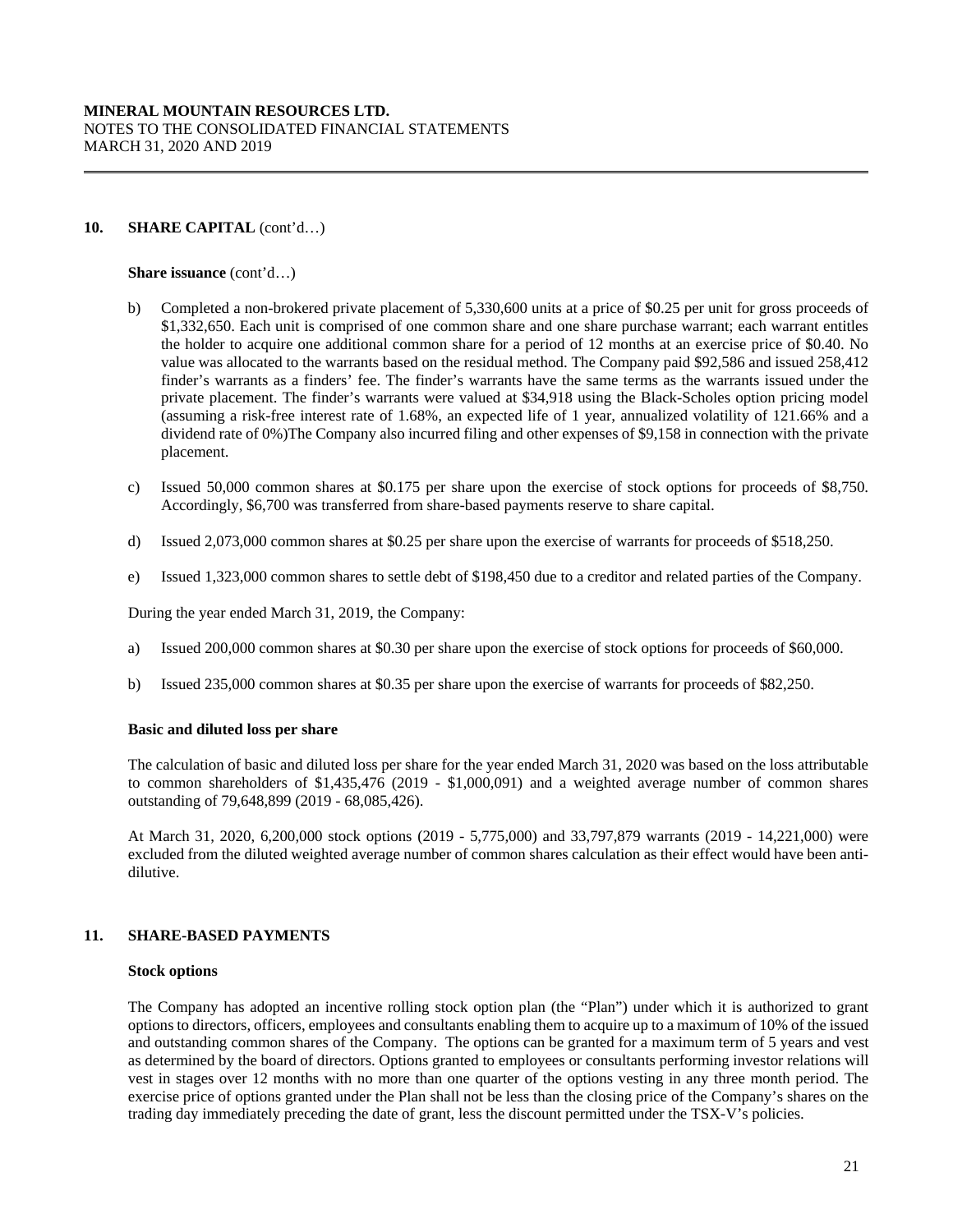## 10. SHARE CAPITAL (cont'd…)

**Share issuance** (cont'd…)

b) Completed a non-brokered private placement of 5,330,600 units at a price of $0.25 per unit for gross proceeds of $1,332,650. Each unit is comprised of one common share and one share purchase warrant; each warrant entitles the holder to acquire one additional common share for a period of 12 months at an exercise price of $0.40. No value was allocated to the warrants based on the residual method. The Company paid $92,586 and issued 258,412 finder's warrants as a finders' fee. The finder's warrants have the same terms as the warrants issued under the private placement. The finder's warrants were valued at $34,918 using the Black-Scholes option pricing model (assuming a risk-free interest rate of 1.68%, an expected life of 1 year, annualized volatility of 121.66% and a dividend rate of 0%)The Company also incurred filing and other expenses of $9,158 in connection with the private placement.

c) Issued 50,000 common shares at $0.175 per share upon the exercise of stock options for proceeds of $8,750. Accordingly, $6,700 was transferred from share-based payments reserve to share capital.

d) Issued 2,073,000 common shares at $0.25 per share upon the exercise of warrants for proceeds of $518,250.

e) Issued 1,323,000 common shares to settle debt of $198,450 due to a creditor and related parties of the Company.

During the year ended March 31, 2019, the Company:

a) Issued 200,000 common shares at $0.30 per share upon the exercise of stock options for proceeds of $60,000.

b) Issued 235,000 common shares at $0.35 per share upon the exercise of warrants for proceeds of $82,250.

**Basic and diluted loss per share**

The calculation of basic and diluted loss per share for the year ended March 31, 2020 was based on the loss attributable to common shareholders of $1,435,476 (2019 - $1,000,091) and a weighted average number of common shares outstanding of 79,648,899 (2019 - 68,085,426).

At March 31, 2020, 6,200,000 stock options (2019 - 5,775,000) and 33,797,879 warrants (2019 - 14,221,000) were excluded from the diluted weighted average number of common shares calculation as their effect would have been anti-dilutive.

## 11. SHARE-BASED PAYMENTS

**Stock options**

The Company has adopted an incentive rolling stock option plan (the "Plan") under which it is authorized to grant options to directors, officers, employees and consultants enabling them to acquire up to a maximum of 10% of the issued and outstanding common shares of the Company. The options can be granted for a maximum term of 5 years and vest as determined by the board of directors. Options granted to employees or consultants performing investor relations will vest in stages over 12 months with no more than one quarter of the options vesting in any three month period. The exercise price of options granted under the Plan shall not be less than the closing price of the Company's shares on the trading day immediately preceding the date of grant, less the discount permitted under the TSX-V's policies.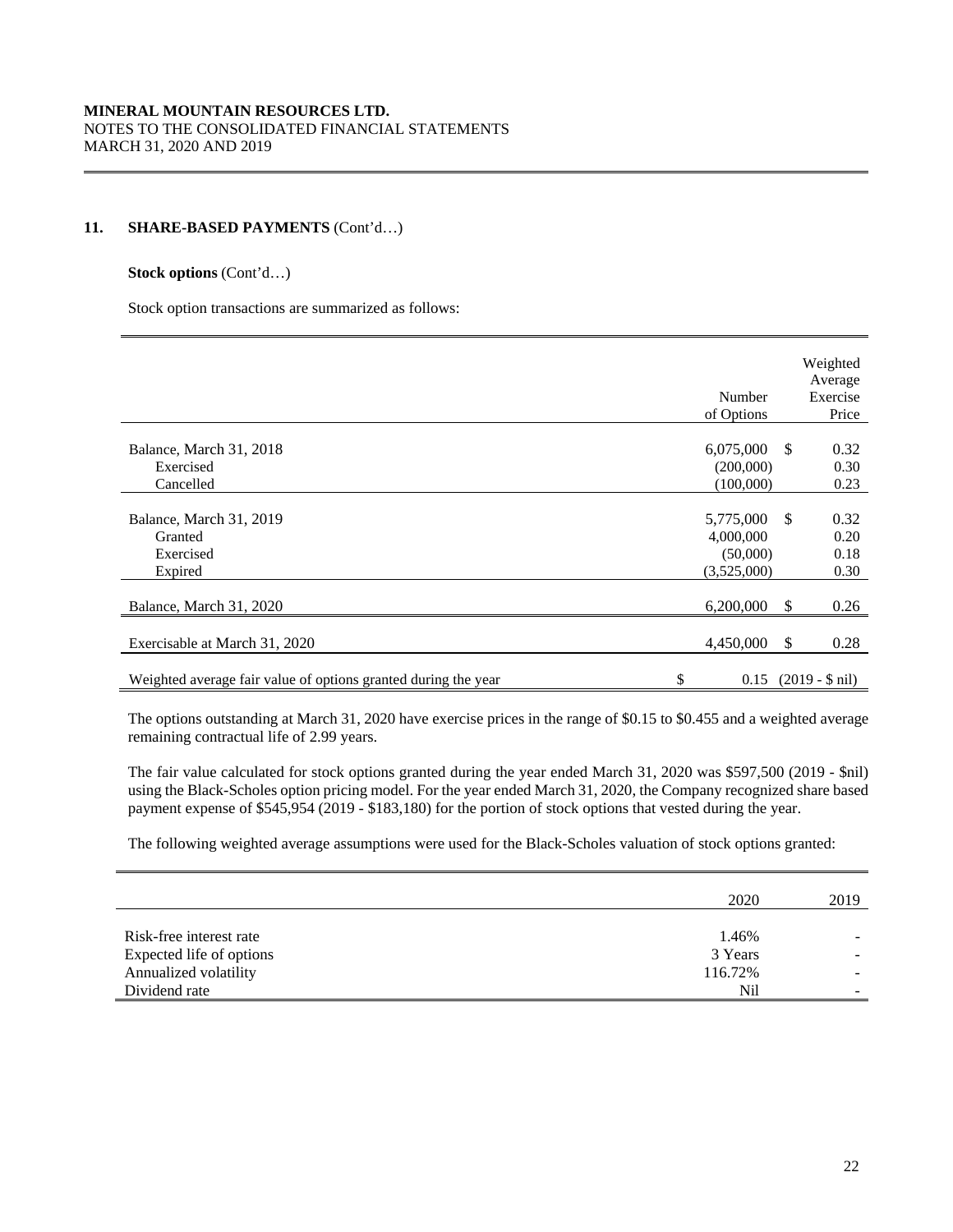**MINERAL MOUNTAIN RESOURCES LTD.**
NOTES TO THE CONSOLIDATED FINANCIAL STATEMENTS
MARCH 31, 2020 AND 2019

## 11. SHARE-BASED PAYMENTS (Cont'd…)

**Stock options** (Cont'd…)

Stock option transactions are summarized as follows:

| | Number of Options | Weighted Average Exercise Price |
|---|---|---|
| Balance, March 31, 2018 | 6,075,000 | $ 0.32 |
| Exercised | (200,000) | 0.30 |
| Cancelled | (100,000) | 0.23 |
| Balance, March 31, 2019 | 5,775,000 | $ 0.32 |
| Granted | 4,000,000 | 0.20 |
| Exercised | (50,000) | 0.18 |
| Expired | (3,525,000) | 0.30 |
| Balance, March 31, 2020 | 6,200,000 | $ 0.26 |
| Exercisable at March 31, 2020 | 4,450,000 | $ 0.28 |
| Weighted average fair value of options granted during the year | $ 0.15 | (2019 - $ nil) |

The options outstanding at March 31, 2020 have exercise prices in the range of $0.15 to $0.455 and a weighted average remaining contractual life of 2.99 years.

The fair value calculated for stock options granted during the year ended March 31, 2020 was $597,500 (2019 - $nil) using the Black-Scholes option pricing model. For the year ended March 31, 2020, the Company recognized share based payment expense of $545,954 (2019 - $183,180) for the portion of stock options that vested during the year.

The following weighted average assumptions were used for the Black-Scholes valuation of stock options granted:

| | 2020 | 2019 |
|---|---|---|
| Risk-free interest rate | 1.46% | - |
| Expected life of options | 3 Years | - |
| Annualized volatility | 116.72% | - |
| Dividend rate | Nil | - |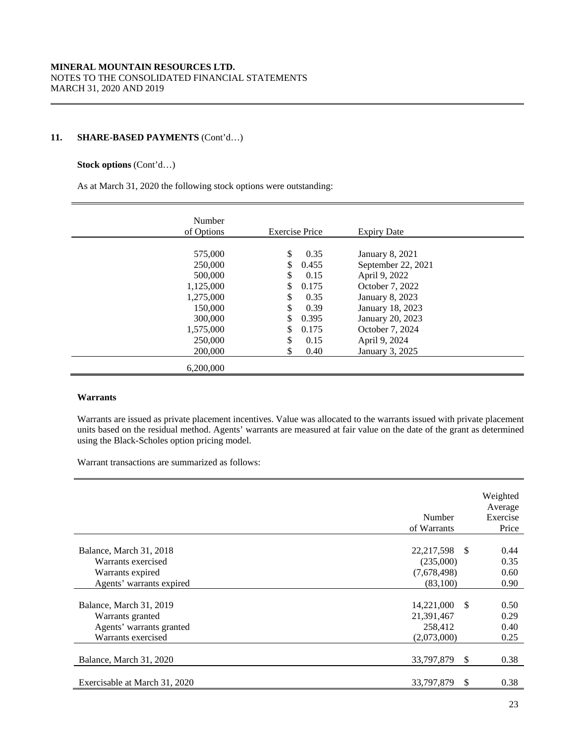## 11. SHARE-BASED PAYMENTS (Cont'd…)

**Stock options** (Cont'd…)

As at March 31, 2020 the following stock options were outstanding:

| Number of Options | Exercise Price | Expiry Date |
|---|---|---|
| 575,000 | $ 0.35 | January 8, 2021 |
| 250,000 | $ 0.455 | September 22, 2021 |
| 500,000 | $ 0.15 | April 9, 2022 |
| 1,125,000 | $ 0.175 | October 7, 2022 |
| 1,275,000 | $ 0.35 | January 8, 2023 |
| 150,000 | $ 0.39 | January 18, 2023 |
| 300,000 | $ 0.395 | January 20, 2023 |
| 1,575,000 | $ 0.175 | October 7, 2024 |
| 250,000 | $ 0.15 | April 9, 2024 |
| 200,000 | $ 0.40 | January 3, 2025 |
| 6,200,000 | | |

**Warrants**

Warrants are issued as private placement incentives. Value was allocated to the warrants issued with private placement units based on the residual method. Agents' warrants are measured at fair value on the date of the grant as determined using the Black-Scholes option pricing model.

Warrant transactions are summarized as follows:

| | Number of Warrants | Weighted Average Exercise Price |
|---|---|---|
| Balance, March 31, 2018 | 22,217,598 | $ 0.44 |
| Warrants exercised | (235,000) | 0.35 |
| Warrants expired | (7,678,498) | 0.60 |
| Agents' warrants expired | (83,100) | 0.90 |
| Balance, March 31, 2019 | 14,221,000 | $ 0.50 |
| Warrants granted | 21,391,467 | 0.29 |
| Agents' warrants granted | 258,412 | 0.40 |
| Warrants exercised | (2,073,000) | 0.25 |
| Balance, March 31, 2020 | 33,797,879 | $ 0.38 |
| Exercisable at March 31, 2020 | 33,797,879 | $ 0.38 |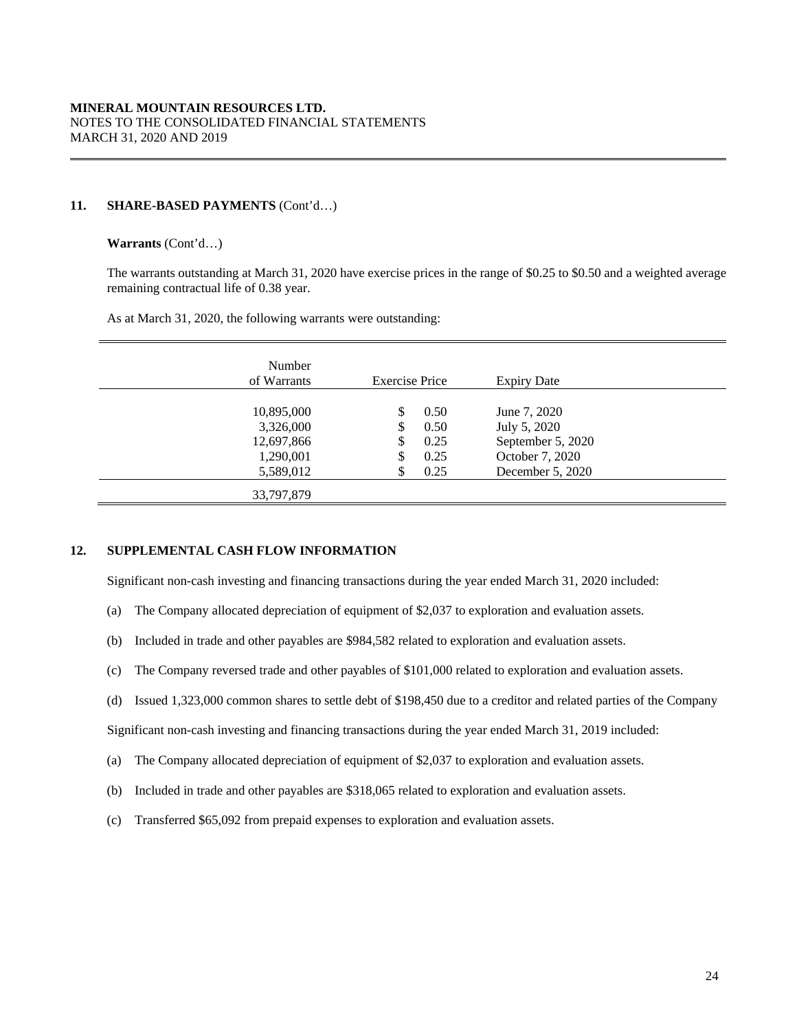## 11. SHARE-BASED PAYMENTS (Cont'd…)

**Warrants** (Cont'd…)

The warrants outstanding at March 31, 2020 have exercise prices in the range of $0.25 to $0.50 and a weighted average remaining contractual life of 0.38 year.

As at March 31, 2020, the following warrants were outstanding:

| Number of Warrants | Exercise Price | Expiry Date |
|---|---|---|
| 10,895,000 | $ 0.50 | June 7, 2020 |
| 3,326,000 | $ 0.50 | July 5, 2020 |
| 12,697,866 | $ 0.25 | September 5, 2020 |
| 1,290,001 | $ 0.25 | October 7, 2020 |
| 5,589,012 | $ 0.25 | December 5, 2020 |
| 33,797,879 | | |

## 12. SUPPLEMENTAL CASH FLOW INFORMATION

Significant non-cash investing and financing transactions during the year ended March 31, 2020 included:

(a) The Company allocated depreciation of equipment of $2,037 to exploration and evaluation assets.

(b) Included in trade and other payables are $984,582 related to exploration and evaluation assets.

(c) The Company reversed trade and other payables of $101,000 related to exploration and evaluation assets.

(d) Issued 1,323,000 common shares to settle debt of $198,450 due to a creditor and related parties of the Company

Significant non-cash investing and financing transactions during the year ended March 31, 2019 included:

(a) The Company allocated depreciation of equipment of $2,037 to exploration and evaluation assets.

(b) Included in trade and other payables are $318,065 related to exploration and evaluation assets.

(c) Transferred $65,092 from prepaid expenses to exploration and evaluation assets.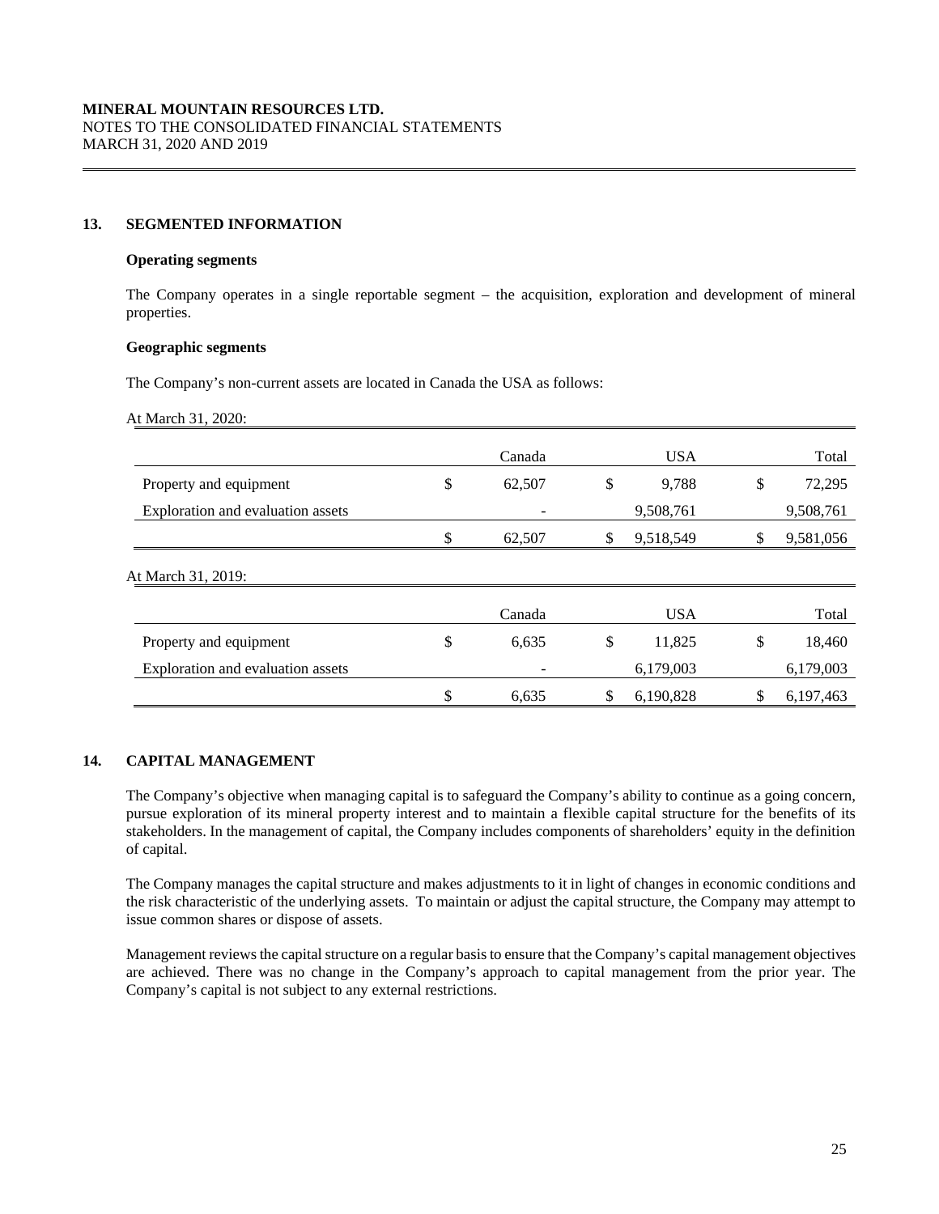**MINERAL MOUNTAIN RESOURCES LTD.**
NOTES TO THE CONSOLIDATED FINANCIAL STATEMENTS
MARCH 31, 2020 AND 2019

## 13. SEGMENTED INFORMATION

### Operating segments

The Company operates in a single reportable segment – the acquisition, exploration and development of mineral properties.

### Geographic segments

The Company's non-current assets are located in Canada the USA as follows:

At March 31, 2020:

| | Canada | USA | Total |
|---|---|---|---|
| Property and equipment | $ 62,507 | $ 9,788 | $ 72,295 |
| Exploration and evaluation assets | - | 9,508,761 | 9,508,761 |
| | $ 62,507 | $ 9,518,549 | $ 9,581,056 |

At March 31, 2019:

| | Canada | USA | Total |
|---|---|---|---|
| Property and equipment | $ 6,635 | $ 11,825 | $ 18,460 |
| Exploration and evaluation assets | - | 6,179,003 | 6,179,003 |
| | $ 6,635 | $ 6,190,828 | $ 6,197,463 |

## 14. CAPITAL MANAGEMENT

The Company's objective when managing capital is to safeguard the Company's ability to continue as a going concern, pursue exploration of its mineral property interest and to maintain a flexible capital structure for the benefits of its stakeholders. In the management of capital, the Company includes components of shareholders' equity in the definition of capital.

The Company manages the capital structure and makes adjustments to it in light of changes in economic conditions and the risk characteristic of the underlying assets. To maintain or adjust the capital structure, the Company may attempt to issue common shares or dispose of assets.

Management reviews the capital structure on a regular basis to ensure that the Company's capital management objectives are achieved. There was no change in the Company's approach to capital management from the prior year. The Company's capital is not subject to any external restrictions.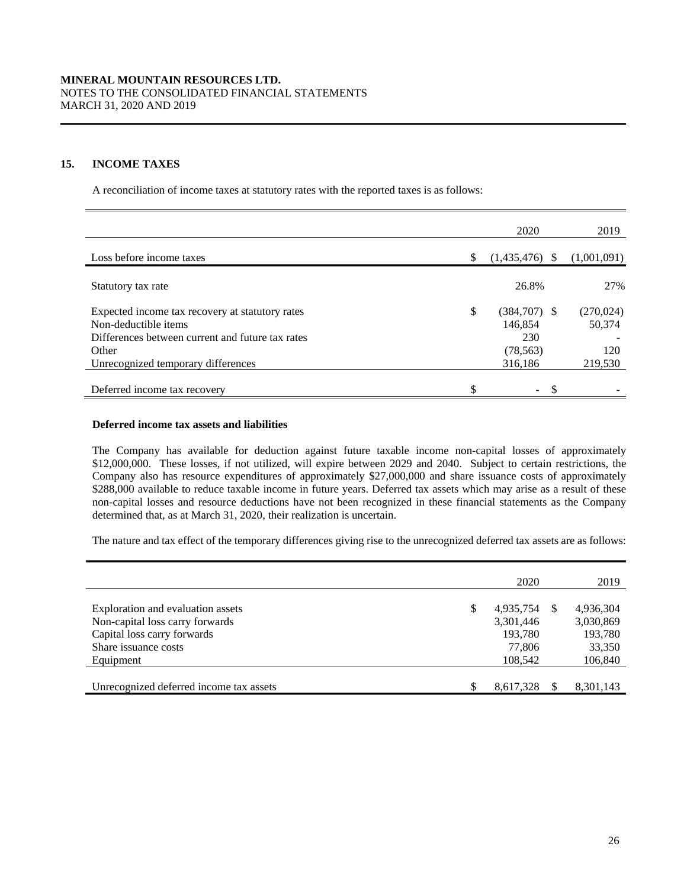**MINERAL MOUNTAIN RESOURCES LTD.**
NOTES TO THE CONSOLIDATED FINANCIAL STATEMENTS
MARCH 31, 2020 AND 2019

## 15. INCOME TAXES

A reconciliation of income taxes at statutory rates with the reported taxes is as follows:

| | 2020 | 2019 |
|---|---|---|
| Loss before income taxes | $ (1,435,476) | $ (1,001,091) |
| Statutory tax rate | 26.8% | 27% |
| Expected income tax recovery at statutory rates | $ (384,707) | $ (270,024) |
| Non-deductible items | 146,854 | 50,374 |
| Differences between current and future tax rates | 230 | - |
| Other | (78,563) | 120 |
| Unrecognized temporary differences | 316,186 | 219,530 |
| Deferred income tax recovery | $ - | $ - |

**Deferred income tax assets and liabilities**

The Company has available for deduction against future taxable income non-capital losses of approximately $12,000,000. These losses, if not utilized, will expire between 2029 and 2040. Subject to certain restrictions, the Company also has resource expenditures of approximately $27,000,000 and share issuance costs of approximately $288,000 available to reduce taxable income in future years. Deferred tax assets which may arise as a result of these non-capital losses and resource deductions have not been recognized in these financial statements as the Company determined that, as at March 31, 2020, their realization is uncertain.

The nature and tax effect of the temporary differences giving rise to the unrecognized deferred tax assets are as follows:

| | 2020 | 2019 |
|---|---|---|
| Exploration and evaluation assets | $ 4,935,754 | $ 4,936,304 |
| Non-capital loss carry forwards | 3,301,446 | 3,030,869 |
| Capital loss carry forwards | 193,780 | 193,780 |
| Share issuance costs | 77,806 | 33,350 |
| Equipment | 108,542 | 106,840 |
| Unrecognized deferred income tax assets | $ 8,617,328 | $ 8,301,143 |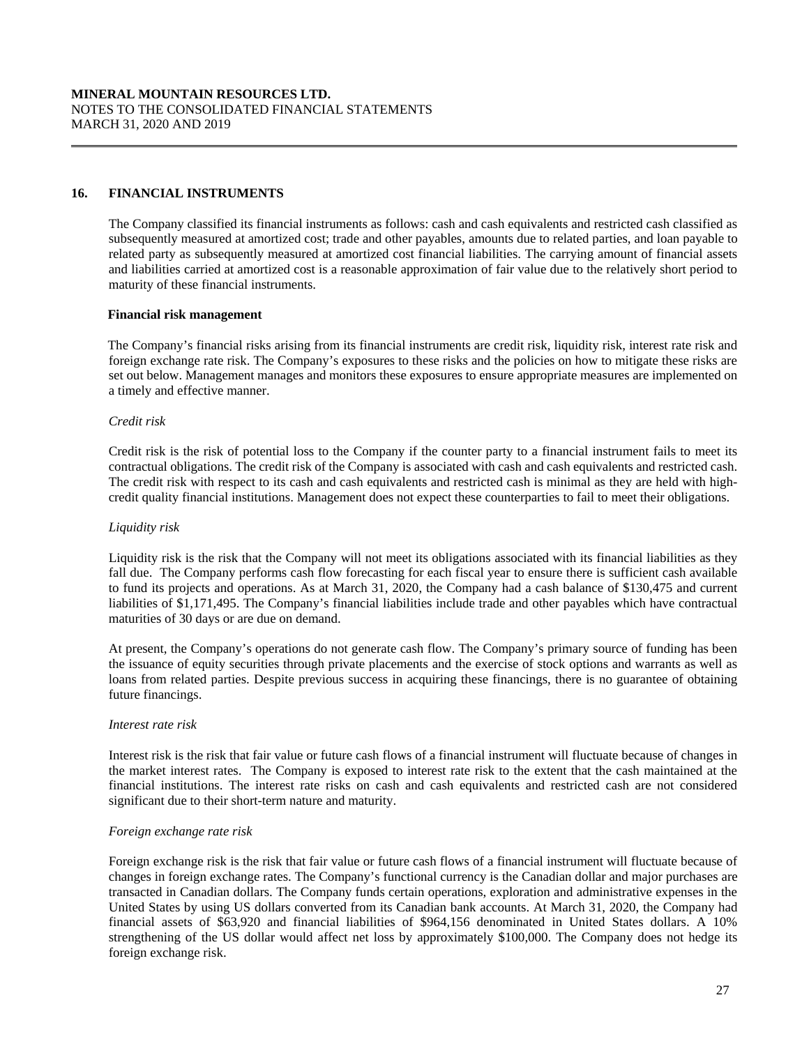## 16. FINANCIAL INSTRUMENTS

The Company classified its financial instruments as follows: cash and cash equivalents and restricted cash classified as subsequently measured at amortized cost; trade and other payables, amounts due to related parties, and loan payable to related party as subsequently measured at amortized cost financial liabilities. The carrying amount of financial assets and liabilities carried at amortized cost is a reasonable approximation of fair value due to the relatively short period to maturity of these financial instruments.

### Financial risk management

The Company's financial risks arising from its financial instruments are credit risk, liquidity risk, interest rate risk and foreign exchange rate risk. The Company's exposures to these risks and the policies on how to mitigate these risks are set out below. Management manages and monitors these exposures to ensure appropriate measures are implemented on a timely and effective manner.

*Credit risk*

Credit risk is the risk of potential loss to the Company if the counter party to a financial instrument fails to meet its contractual obligations. The credit risk of the Company is associated with cash and cash equivalents and restricted cash. The credit risk with respect to its cash and cash equivalents and restricted cash is minimal as they are held with high-credit quality financial institutions. Management does not expect these counterparties to fail to meet their obligations.

*Liquidity risk*

Liquidity risk is the risk that the Company will not meet its obligations associated with its financial liabilities as they fall due. The Company performs cash flow forecasting for each fiscal year to ensure there is sufficient cash available to fund its projects and operations. As at March 31, 2020, the Company had a cash balance of $130,475 and current liabilities of $1,171,495. The Company's financial liabilities include trade and other payables which have contractual maturities of 30 days or are due on demand.

At present, the Company's operations do not generate cash flow. The Company's primary source of funding has been the issuance of equity securities through private placements and the exercise of stock options and warrants as well as loans from related parties. Despite previous success in acquiring these financings, there is no guarantee of obtaining future financings.

*Interest rate risk*

Interest risk is the risk that fair value or future cash flows of a financial instrument will fluctuate because of changes in the market interest rates. The Company is exposed to interest rate risk to the extent that the cash maintained at the financial institutions. The interest rate risks on cash and cash equivalents and restricted cash are not considered significant due to their short-term nature and maturity.

*Foreign exchange rate risk*

Foreign exchange risk is the risk that fair value or future cash flows of a financial instrument will fluctuate because of changes in foreign exchange rates. The Company's functional currency is the Canadian dollar and major purchases are transacted in Canadian dollars. The Company funds certain operations, exploration and administrative expenses in the United States by using US dollars converted from its Canadian bank accounts. At March 31, 2020, the Company had financial assets of $63,920 and financial liabilities of $964,156 denominated in United States dollars. A 10% strengthening of the US dollar would affect net loss by approximately $100,000. The Company does not hedge its foreign exchange risk.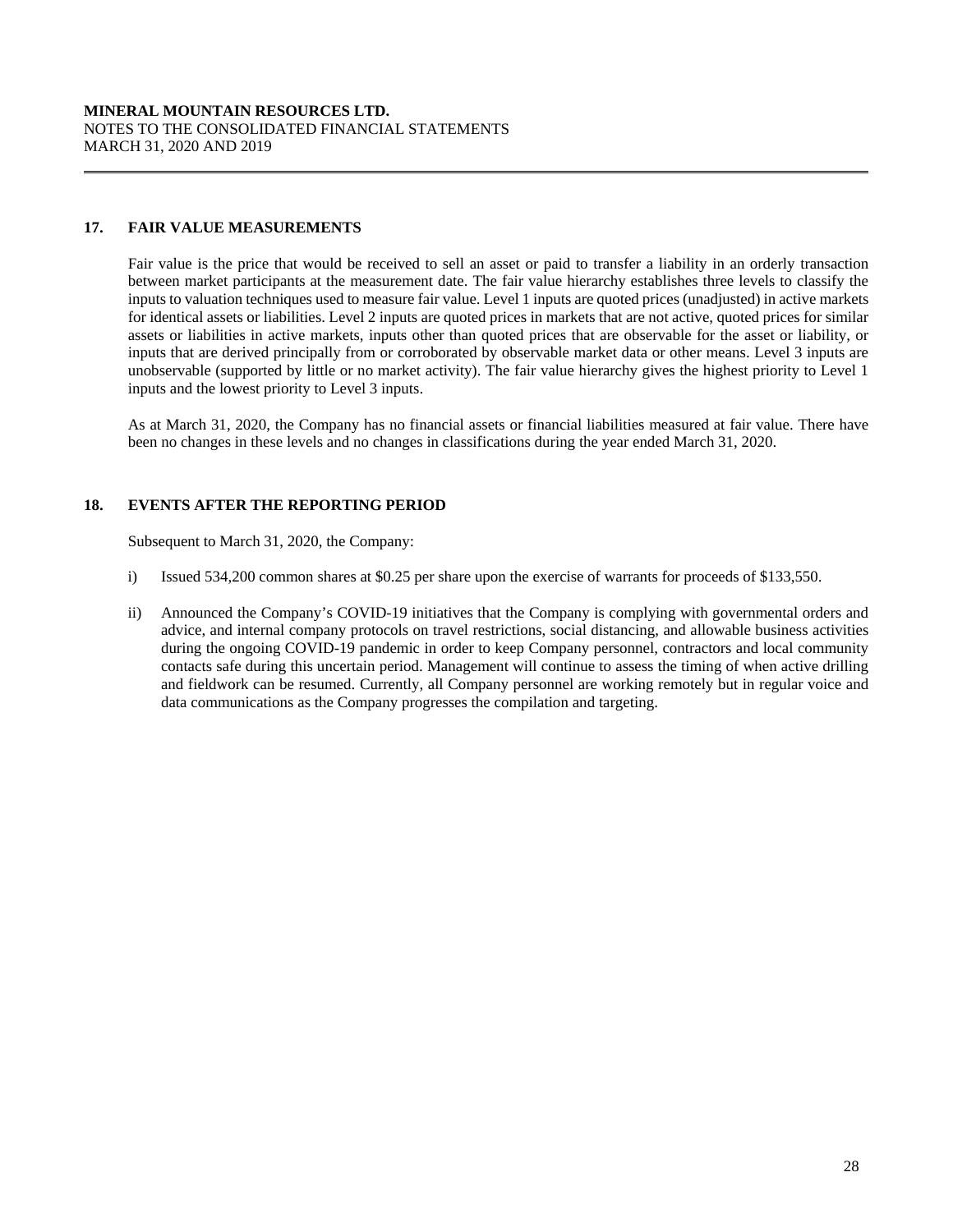## 17. FAIR VALUE MEASUREMENTS

Fair value is the price that would be received to sell an asset or paid to transfer a liability in an orderly transaction between market participants at the measurement date. The fair value hierarchy establishes three levels to classify the inputs to valuation techniques used to measure fair value. Level 1 inputs are quoted prices (unadjusted) in active markets for identical assets or liabilities. Level 2 inputs are quoted prices in markets that are not active, quoted prices for similar assets or liabilities in active markets, inputs other than quoted prices that are observable for the asset or liability, or inputs that are derived principally from or corroborated by observable market data or other means. Level 3 inputs are unobservable (supported by little or no market activity). The fair value hierarchy gives the highest priority to Level 1 inputs and the lowest priority to Level 3 inputs.

As at March 31, 2020, the Company has no financial assets or financial liabilities measured at fair value. There have been no changes in these levels and no changes in classifications during the year ended March 31, 2020.

## 18. EVENTS AFTER THE REPORTING PERIOD

Subsequent to March 31, 2020, the Company:

i) Issued 534,200 common shares at $0.25 per share upon the exercise of warrants for proceeds of $133,550.

ii) Announced the Company's COVID-19 initiatives that the Company is complying with governmental orders and advice, and internal company protocols on travel restrictions, social distancing, and allowable business activities during the ongoing COVID-19 pandemic in order to keep Company personnel, contractors and local community contacts safe during this uncertain period. Management will continue to assess the timing of when active drilling and fieldwork can be resumed. Currently, all Company personnel are working remotely but in regular voice and data communications as the Company progresses the compilation and targeting.